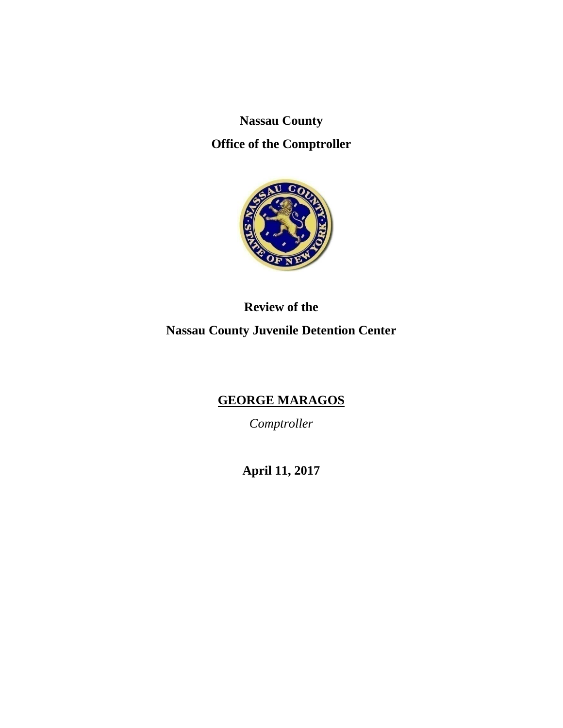**Nassau County**

**Office of the Comptroller**

**Review of the**

**Nassau County Juvenile Detention Center**

**GEORGE MARAGOS**

*Comptroller*

**April 11, 2017**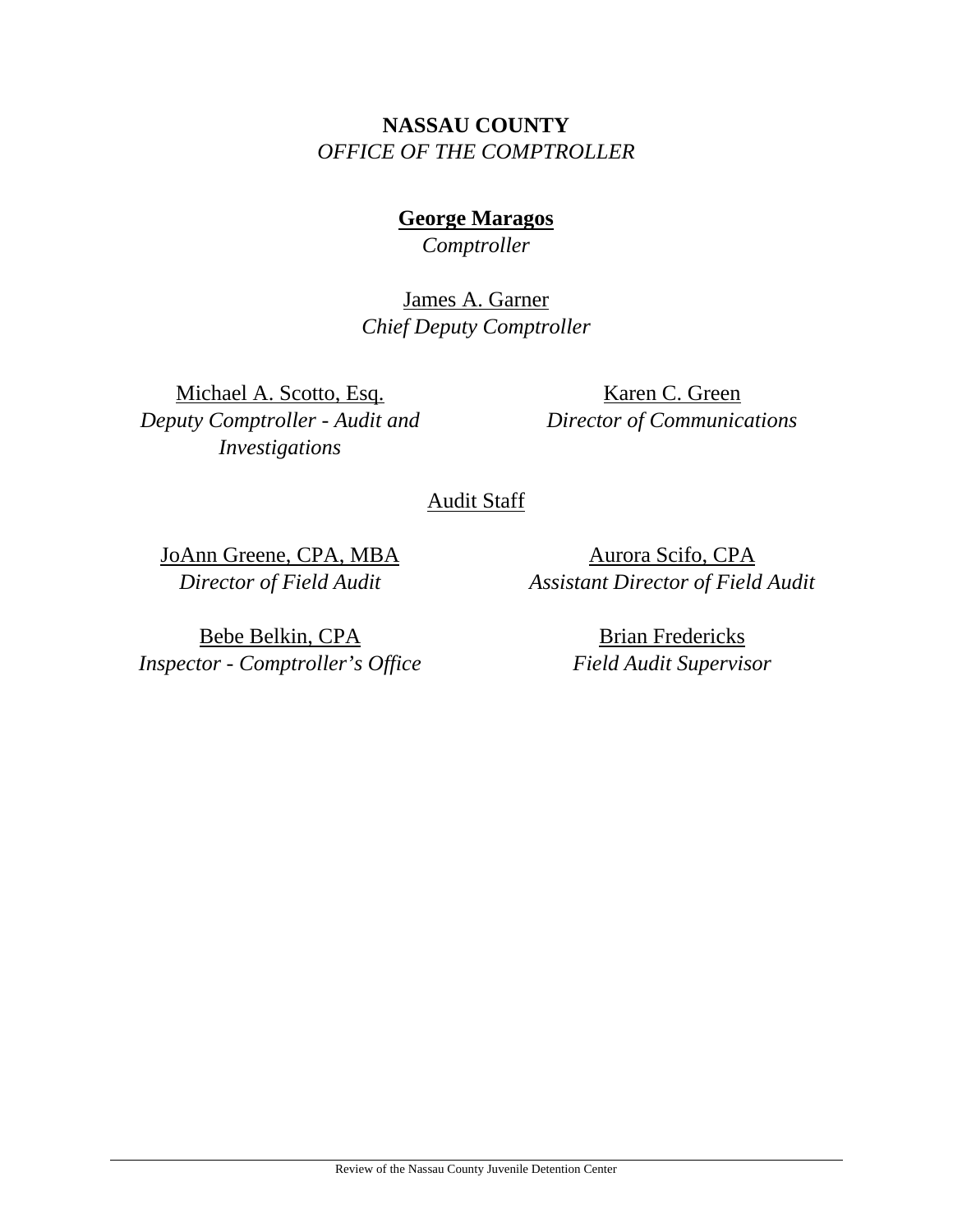**NASSAU COUNTY**
*OFFICE OF THE COMPTROLLER*

**George Maragos**
*Comptroller*

James A. Garner
*Chief Deputy Comptroller*

Michael A. Scotto, Esq.
*Deputy Comptroller - Audit and Investigations*

Karen C. Green
*Director of Communications*

Audit Staff

JoAnn Greene, CPA, MBA
*Director of Field Audit*

Aurora Scifo, CPA
*Assistant Director of Field Audit*

Bebe Belkin, CPA
*Inspector - Comptroller's Office*

Brian Fredericks
*Field Audit Supervisor*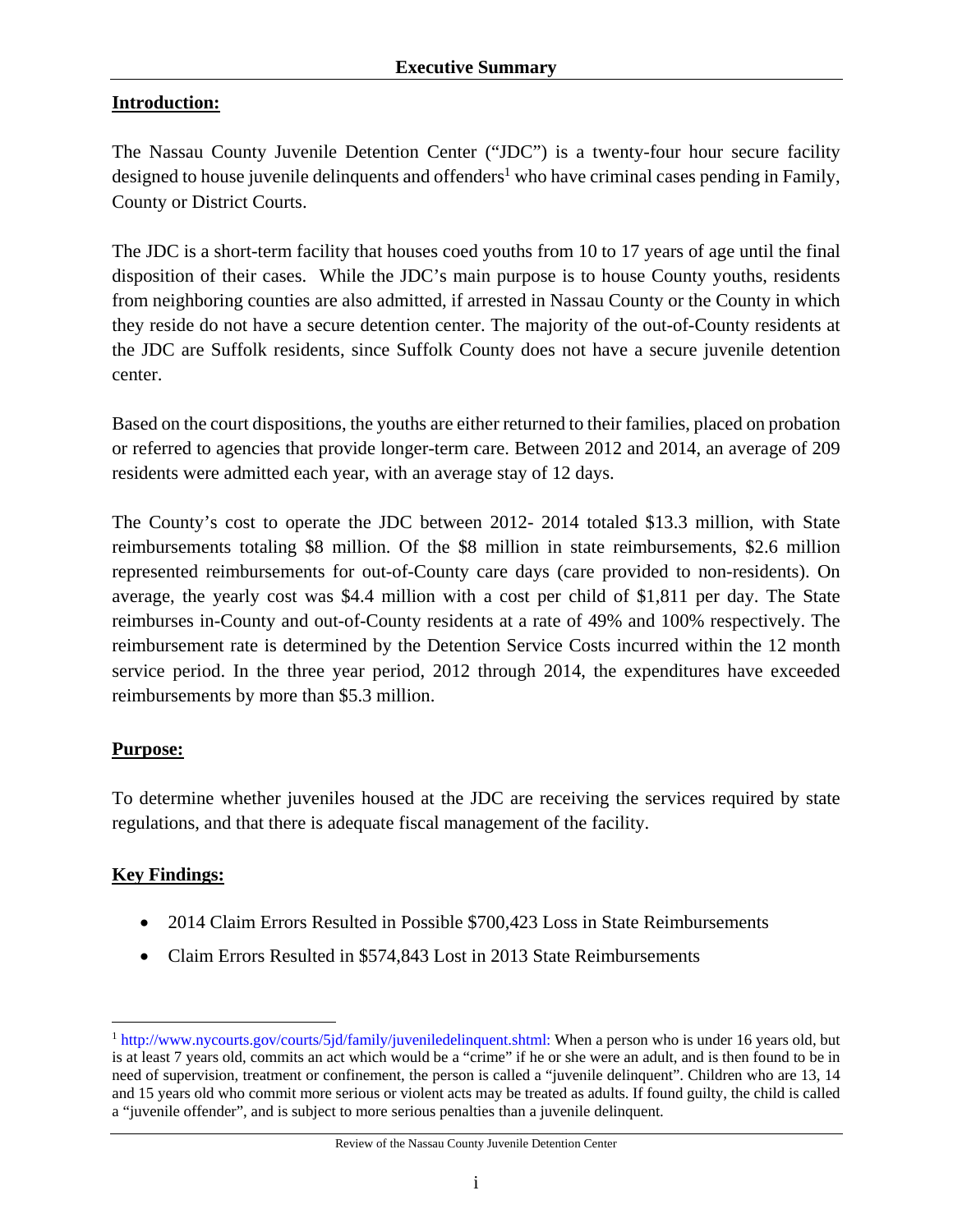## Executive Summary

**Introduction:**

The Nassau County Juvenile Detention Center ("JDC") is a twenty-four hour secure facility designed to house juvenile delinquents and offenders[1] who have criminal cases pending in Family, County or District Courts.

The JDC is a short-term facility that houses coed youths from 10 to 17 years of age until the final disposition of their cases. While the JDC's main purpose is to house County youths, residents from neighboring counties are also admitted, if arrested in Nassau County or the County in which they reside do not have a secure detention center. The majority of the out-of-County residents at the JDC are Suffolk residents, since Suffolk County does not have a secure juvenile detention center.

Based on the court dispositions, the youths are either returned to their families, placed on probation or referred to agencies that provide longer-term care. Between 2012 and 2014, an average of 209 residents were admitted each year, with an average stay of 12 days.

The County's cost to operate the JDC between 2012- 2014 totaled $13.3 million, with State reimbursements totaling $8 million. Of the $8 million in state reimbursements, $2.6 million represented reimbursements for out-of-County care days (care provided to non-residents). On average, the yearly cost was $4.4 million with a cost per child of $1,811 per day. The State reimburses in-County and out-of-County residents at a rate of 49% and 100% respectively. The reimbursement rate is determined by the Detention Service Costs incurred within the 12 month service period. In the three year period, 2012 through 2014, the expenditures have exceeded reimbursements by more than $5.3 million.

**Purpose:**

To determine whether juveniles housed at the JDC are receiving the services required by state regulations, and that there is adequate fiscal management of the facility.

**Key Findings:**

- 2014 Claim Errors Resulted in Possible $700,423 Loss in State Reimbursements
- Claim Errors Resulted in $574,843 Lost in 2013 State Reimbursements

---

[1] http://www.nycourts.gov/courts/5jd/family/juveniledelinquent.shtml: When a person who is under 16 years old, but is at least 7 years old, commits an act which would be a "crime" if he or she were an adult, and is then found to be in need of supervision, treatment or confinement, the person is called a "juvenile delinquent". Children who are 13, 14 and 15 years old who commit more serious or violent acts may be treated as adults. If found guilty, the child is called a "juvenile offender", and is subject to more serious penalties than a juvenile delinquent.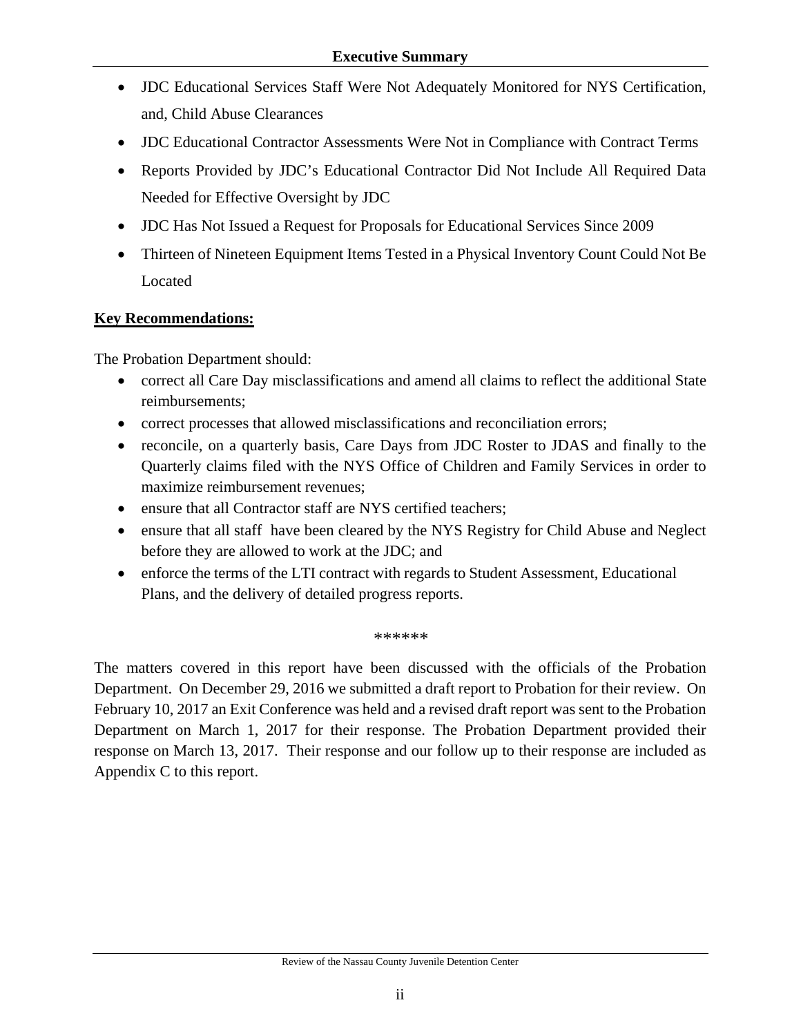- JDC Educational Services Staff Were Not Adequately Monitored for NYS Certification, and, Child Abuse Clearances
- JDC Educational Contractor Assessments Were Not in Compliance with Contract Terms
- Reports Provided by JDC's Educational Contractor Did Not Include All Required Data Needed for Effective Oversight by JDC
- JDC Has Not Issued a Request for Proposals for Educational Services Since 2009
- Thirteen of Nineteen Equipment Items Tested in a Physical Inventory Count Could Not Be Located

**Key Recommendations:**

The Probation Department should:

- correct all Care Day misclassifications and amend all claims to reflect the additional State reimbursements;
- correct processes that allowed misclassifications and reconciliation errors;
- reconcile, on a quarterly basis, Care Days from JDC Roster to JDAS and finally to the Quarterly claims filed with the NYS Office of Children and Family Services in order to maximize reimbursement revenues;
- ensure that all Contractor staff are NYS certified teachers;
- ensure that all staff have been cleared by the NYS Registry for Child Abuse and Neglect before they are allowed to work at the JDC; and
- enforce the terms of the LTI contract with regards to Student Assessment, Educational Plans, and the delivery of detailed progress reports.

******

The matters covered in this report have been discussed with the officials of the Probation Department. On December 29, 2016 we submitted a draft report to Probation for their review. On February 10, 2017 an Exit Conference was held and a revised draft report was sent to the Probation Department on March 1, 2017 for their response. The Probation Department provided their response on March 13, 2017. Their response and our follow up to their response are included as Appendix C to this report.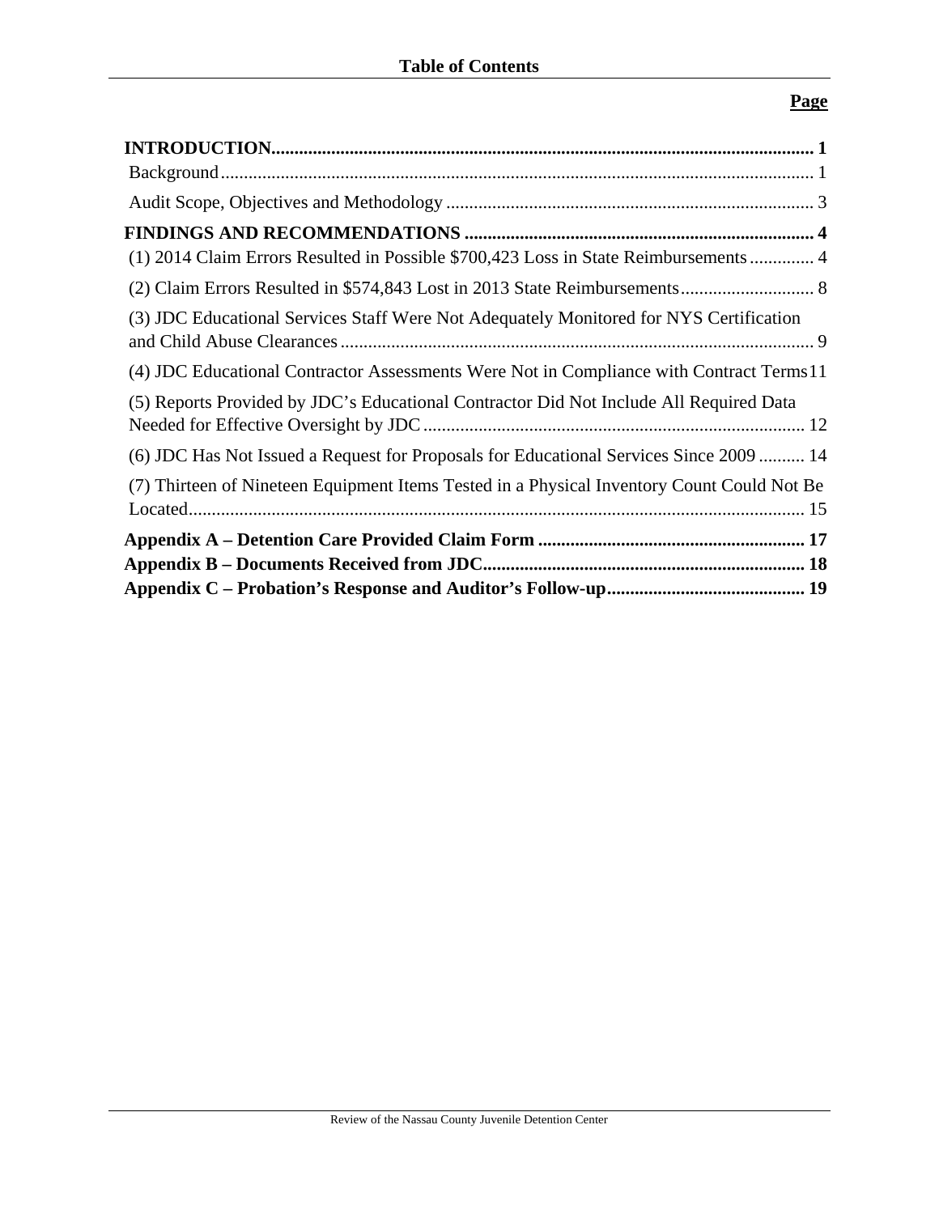# Table of Contents

| | Page |
|---|---|
| **INTRODUCTION** | **1** |
| Background | 1 |
| Audit Scope, Objectives and Methodology | 3 |
| **FINDINGS AND RECOMMENDATIONS** | **4** |
| (1) 2014 Claim Errors Resulted in Possible $700,423 Loss in State Reimbursements | 4 |
| (2) Claim Errors Resulted in $574,843 Lost in 2013 State Reimbursements | 8 |
| (3) JDC Educational Services Staff Were Not Adequately Monitored for NYS Certification and Child Abuse Clearances | 9 |
| (4) JDC Educational Contractor Assessments Were Not in Compliance with Contract Terms | 11 |
| (5) Reports Provided by JDC's Educational Contractor Did Not Include All Required Data Needed for Effective Oversight by JDC | 12 |
| (6) JDC Has Not Issued a Request for Proposals for Educational Services Since 2009 | 14 |
| (7) Thirteen of Nineteen Equipment Items Tested in a Physical Inventory Count Could Not Be Located | 15 |
| **Appendix A – Detention Care Provided Claim Form** | **17** |
| **Appendix B – Documents Received from JDC** | **18** |
| **Appendix C – Probation's Response and Auditor's Follow-up** | **19** |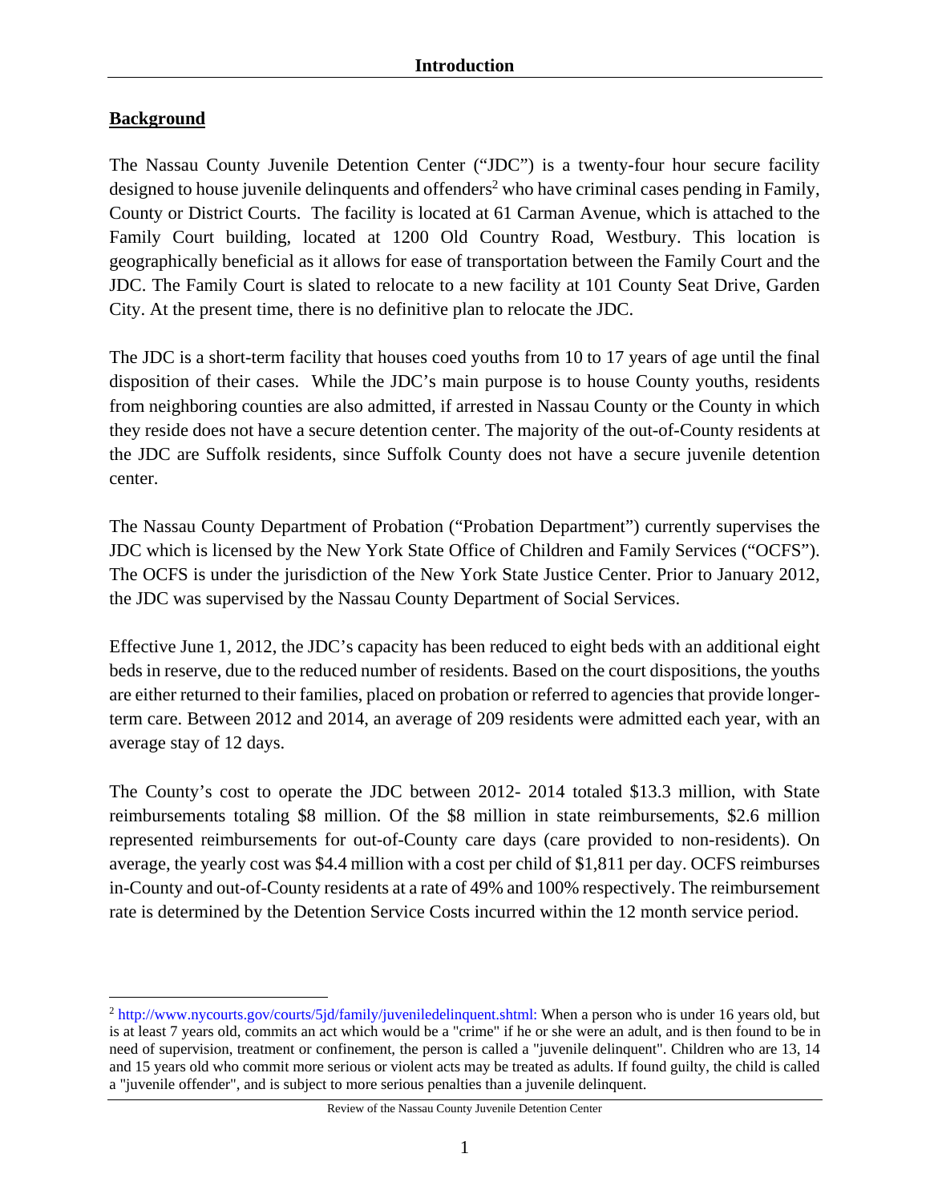# Introduction

## Background

The Nassau County Juvenile Detention Center ("JDC") is a twenty-four hour secure facility designed to house juvenile delinquents and offenders[2] who have criminal cases pending in Family, County or District Courts. The facility is located at 61 Carman Avenue, which is attached to the Family Court building, located at 1200 Old Country Road, Westbury. This location is geographically beneficial as it allows for ease of transportation between the Family Court and the JDC. The Family Court is slated to relocate to a new facility at 101 County Seat Drive, Garden City. At the present time, there is no definitive plan to relocate the JDC.

The JDC is a short-term facility that houses coed youths from 10 to 17 years of age until the final disposition of their cases. While the JDC's main purpose is to house County youths, residents from neighboring counties are also admitted, if arrested in Nassau County or the County in which they reside does not have a secure detention center. The majority of the out-of-County residents at the JDC are Suffolk residents, since Suffolk County does not have a secure juvenile detention center.

The Nassau County Department of Probation ("Probation Department") currently supervises the JDC which is licensed by the New York State Office of Children and Family Services ("OCFS"). The OCFS is under the jurisdiction of the New York State Justice Center. Prior to January 2012, the JDC was supervised by the Nassau County Department of Social Services.

Effective June 1, 2012, the JDC's capacity has been reduced to eight beds with an additional eight beds in reserve, due to the reduced number of residents. Based on the court dispositions, the youths are either returned to their families, placed on probation or referred to agencies that provide longer-term care. Between 2012 and 2014, an average of 209 residents were admitted each year, with an average stay of 12 days.

The County's cost to operate the JDC between 2012- 2014 totaled $13.3 million, with State reimbursements totaling $8 million. Of the $8 million in state reimbursements, $2.6 million represented reimbursements for out-of-County care days (care provided to non-residents). On average, the yearly cost was $4.4 million with a cost per child of $1,811 per day. OCFS reimburses in-County and out-of-County residents at a rate of 49% and 100% respectively. The reimbursement rate is determined by the Detention Service Costs incurred within the 12 month service period.

---

[2] http://www.nycourts.gov/courts/5jd/family/juveniledelinquent.shtml: When a person who is under 16 years old, but is at least 7 years old, commits an act which would be a "crime" if he or she were an adult, and is then found to be in need of supervision, treatment or confinement, the person is called a "juvenile delinquent". Children who are 13, 14 and 15 years old who commit more serious or violent acts may be treated as adults. If found guilty, the child is called a "juvenile offender", and is subject to more serious penalties than a juvenile delinquent.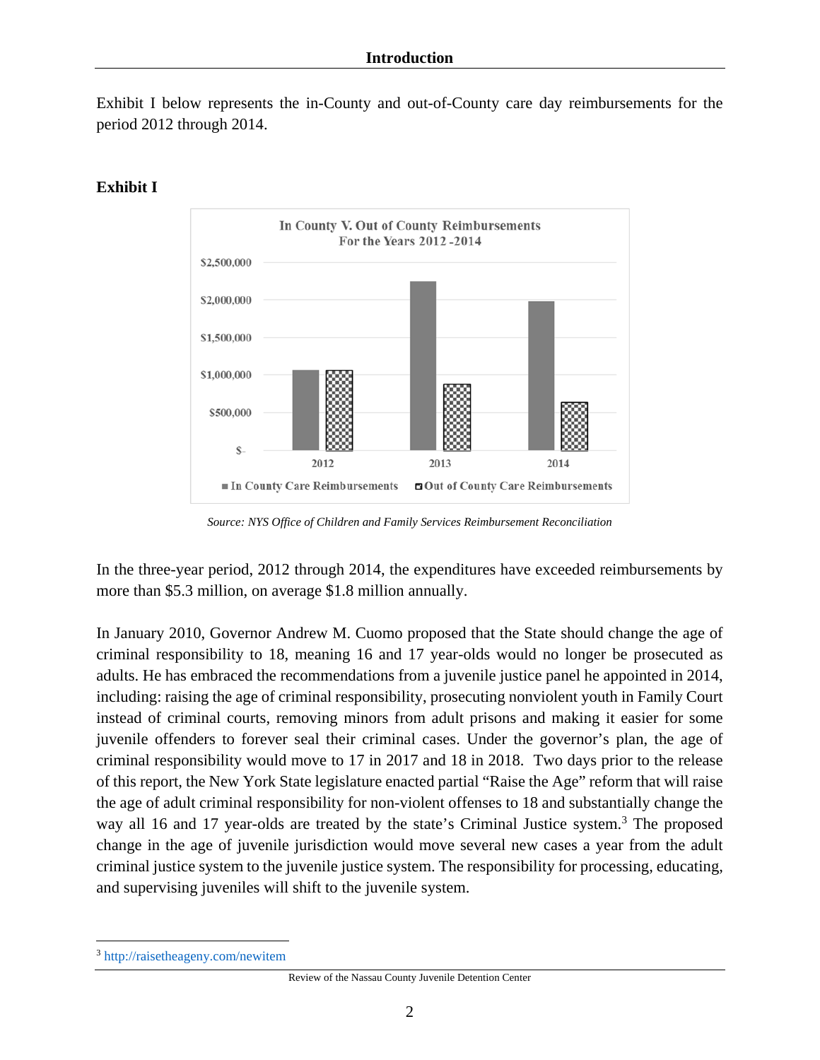Exhibit I below represents the in-County and out-of-County care day reimbursements for the period 2012 through 2014.

**Exhibit I**

*Source: NYS Office of Children and Family Services Reimbursement Reconciliation*

In the three-year period, 2012 through 2014, the expenditures have exceeded reimbursements by more than $5.3 million, on average $1.8 million annually.

In January 2010, Governor Andrew M. Cuomo proposed that the State should change the age of criminal responsibility to 18, meaning 16 and 17 year-olds would no longer be prosecuted as adults. He has embraced the recommendations from a juvenile justice panel he appointed in 2014, including: raising the age of criminal responsibility, prosecuting nonviolent youth in Family Court instead of criminal courts, removing minors from adult prisons and making it easier for some juvenile offenders to forever seal their criminal cases. Under the governor's plan, the age of criminal responsibility would move to 17 in 2017 and 18 in 2018. Two days prior to the release of this report, the New York State legislature enacted partial "Raise the Age" reform that will raise the age of adult criminal responsibility for non-violent offenses to 18 and substantially change the way all 16 and 17 year-olds are treated by the state's Criminal Justice system.[3] The proposed change in the age of juvenile jurisdiction would move several new cases a year from the adult criminal justice system to the juvenile justice system. The responsibility for processing, educating, and supervising juveniles will shift to the juvenile system.

---

[3] http://raisetheageny.com/newitem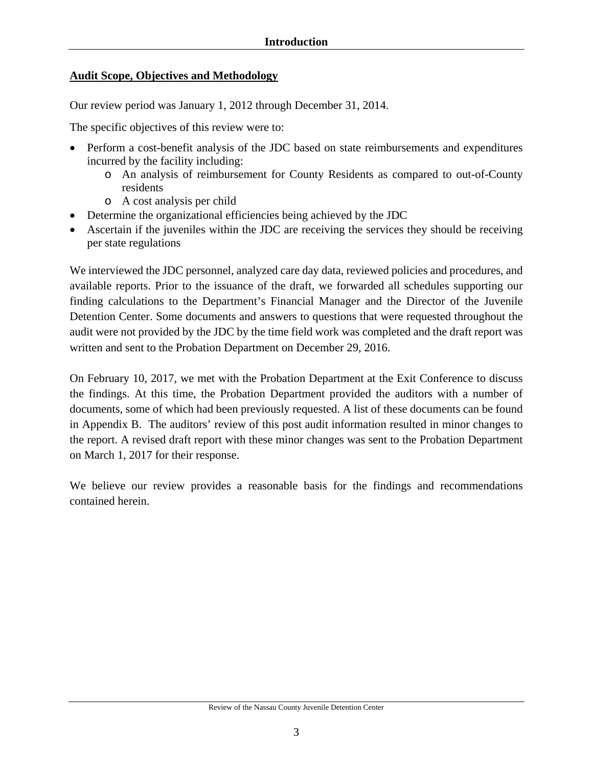## Audit Scope, Objectives and Methodology

Our review period was January 1, 2012 through December 31, 2014.

The specific objectives of this review were to:

- Perform a cost-benefit analysis of the JDC based on state reimbursements and expenditures incurred by the facility including:
  - An analysis of reimbursement for County Residents as compared to out-of-County residents
  - A cost analysis per child
- Determine the organizational efficiencies being achieved by the JDC
- Ascertain if the juveniles within the JDC are receiving the services they should be receiving per state regulations

We interviewed the JDC personnel, analyzed care day data, reviewed policies and procedures, and available reports. Prior to the issuance of the draft, we forwarded all schedules supporting our finding calculations to the Department's Financial Manager and the Director of the Juvenile Detention Center. Some documents and answers to questions that were requested throughout the audit were not provided by the JDC by the time field work was completed and the draft report was written and sent to the Probation Department on December 29, 2016.

On February 10, 2017, we met with the Probation Department at the Exit Conference to discuss the findings. At this time, the Probation Department provided the auditors with a number of documents, some of which had been previously requested. A list of these documents can be found in Appendix B. The auditors' review of this post audit information resulted in minor changes to the report. A revised draft report with these minor changes was sent to the Probation Department on March 1, 2017 for their response.

We believe our review provides a reasonable basis for the findings and recommendations contained herein.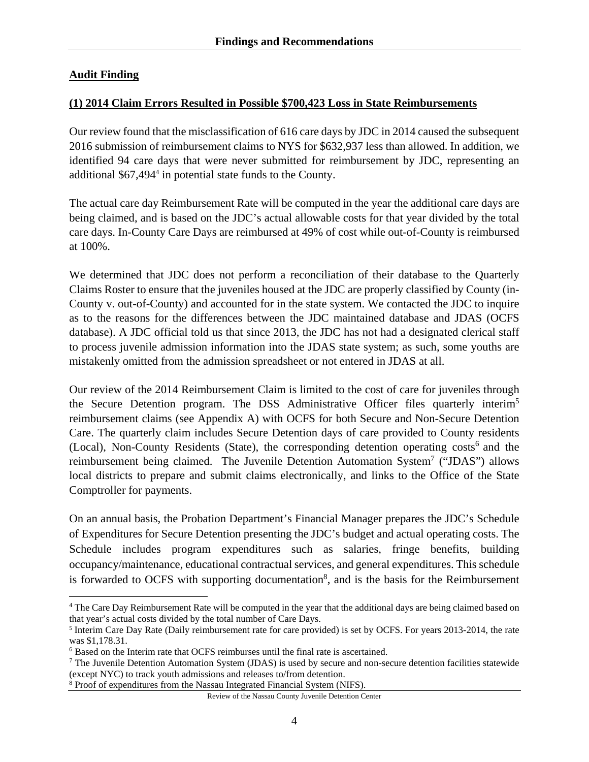## Findings and Recommendations

### Audit Finding

### (1) 2014 Claim Errors Resulted in Possible $700,423 Loss in State Reimbursements

Our review found that the misclassification of 616 care days by JDC in 2014 caused the subsequent 2016 submission of reimbursement claims to NYS for $632,937 less than allowed. In addition, we identified 94 care days that were never submitted for reimbursement by JDC, representing an additional $67,494[4] in potential state funds to the County.

The actual care day Reimbursement Rate will be computed in the year the additional care days are being claimed, and is based on the JDC's actual allowable costs for that year divided by the total care days. In-County Care Days are reimbursed at 49% of cost while out-of-County is reimbursed at 100%.

We determined that JDC does not perform a reconciliation of their database to the Quarterly Claims Roster to ensure that the juveniles housed at the JDC are properly classified by County (in-County v. out-of-County) and accounted for in the state system. We contacted the JDC to inquire as to the reasons for the differences between the JDC maintained database and JDAS (OCFS database). A JDC official told us that since 2013, the JDC has not had a designated clerical staff to process juvenile admission information into the JDAS state system; as such, some youths are mistakenly omitted from the admission spreadsheet or not entered in JDAS at all.

Our review of the 2014 Reimbursement Claim is limited to the cost of care for juveniles through the Secure Detention program. The DSS Administrative Officer files quarterly interim[5] reimbursement claims (see Appendix A) with OCFS for both Secure and Non-Secure Detention Care. The quarterly claim includes Secure Detention days of care provided to County residents (Local), Non-County Residents (State), the corresponding detention operating costs[6] and the reimbursement being claimed. The Juvenile Detention Automation System[7] ("JDAS") allows local districts to prepare and submit claims electronically, and links to the Office of the State Comptroller for payments.

On an annual basis, the Probation Department's Financial Manager prepares the JDC's Schedule of Expenditures for Secure Detention presenting the JDC's budget and actual operating costs. The Schedule includes program expenditures such as salaries, fringe benefits, building occupancy/maintenance, educational contractual services, and general expenditures. This schedule is forwarded to OCFS with supporting documentation[8], and is the basis for the Reimbursement

---

[4] The Care Day Reimbursement Rate will be computed in the year that the additional days are being claimed based on that year's actual costs divided by the total number of Care Days.

[5] Interim Care Day Rate (Daily reimbursement rate for care provided) is set by OCFS. For years 2013-2014, the rate was $1,178.31.

[6] Based on the Interim rate that OCFS reimburses until the final rate is ascertained.

[7] The Juvenile Detention Automation System (JDAS) is used by secure and non-secure detention facilities statewide (except NYC) to track youth admissions and releases to/from detention.

[8] Proof of expenditures from the Nassau Integrated Financial System (NIFS).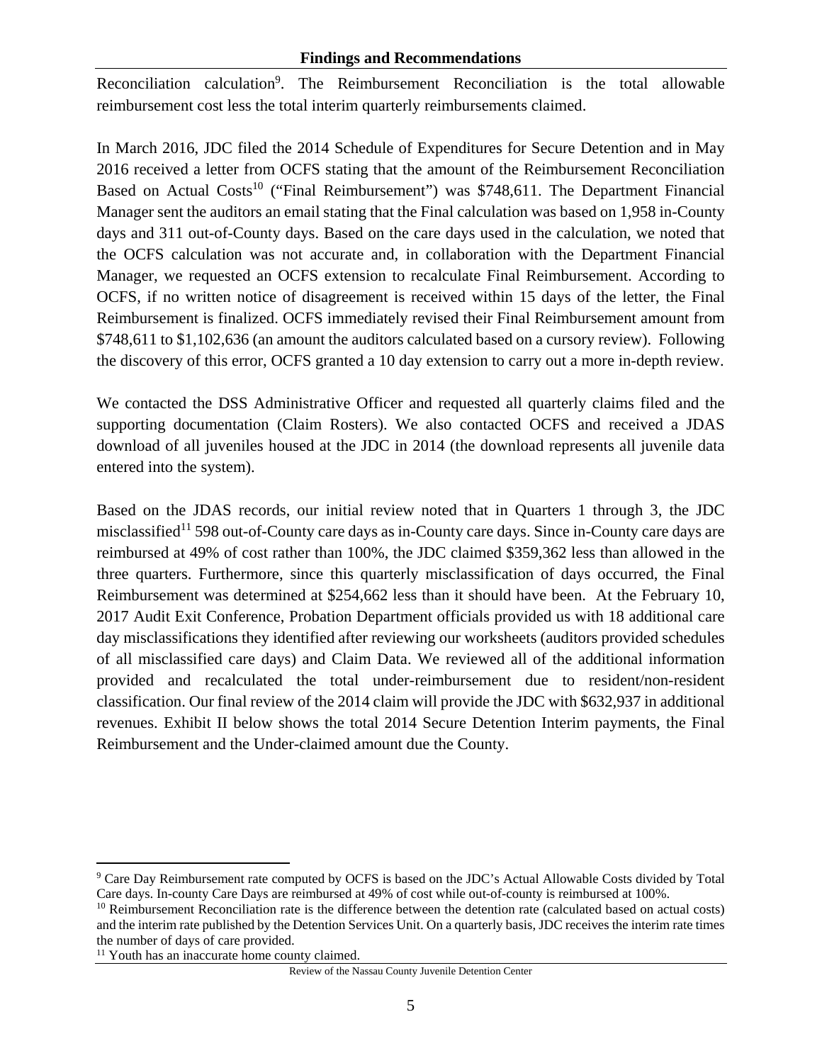Reconciliation calculation[9]. The Reimbursement Reconciliation is the total allowable reimbursement cost less the total interim quarterly reimbursements claimed.

In March 2016, JDC filed the 2014 Schedule of Expenditures for Secure Detention and in May 2016 received a letter from OCFS stating that the amount of the Reimbursement Reconciliation Based on Actual Costs[10] ("Final Reimbursement") was $748,611. The Department Financial Manager sent the auditors an email stating that the Final calculation was based on 1,958 in-County days and 311 out-of-County days. Based on the care days used in the calculation, we noted that the OCFS calculation was not accurate and, in collaboration with the Department Financial Manager, we requested an OCFS extension to recalculate Final Reimbursement. According to OCFS, if no written notice of disagreement is received within 15 days of the letter, the Final Reimbursement is finalized. OCFS immediately revised their Final Reimbursement amount from $748,611 to $1,102,636 (an amount the auditors calculated based on a cursory review). Following the discovery of this error, OCFS granted a 10 day extension to carry out a more in-depth review.

We contacted the DSS Administrative Officer and requested all quarterly claims filed and the supporting documentation (Claim Rosters). We also contacted OCFS and received a JDAS download of all juveniles housed at the JDC in 2014 (the download represents all juvenile data entered into the system).

Based on the JDAS records, our initial review noted that in Quarters 1 through 3, the JDC misclassified[11] 598 out-of-County care days as in-County care days. Since in-County care days are reimbursed at 49% of cost rather than 100%, the JDC claimed $359,362 less than allowed in the three quarters. Furthermore, since this quarterly misclassification of days occurred, the Final Reimbursement was determined at $254,662 less than it should have been. At the February 10, 2017 Audit Exit Conference, Probation Department officials provided us with 18 additional care day misclassifications they identified after reviewing our worksheets (auditors provided schedules of all misclassified care days) and Claim Data. We reviewed all of the additional information provided and recalculated the total under-reimbursement due to resident/non-resident classification. Our final review of the 2014 claim will provide the JDC with $632,937 in additional revenues. Exhibit II below shows the total 2014 Secure Detention Interim payments, the Final Reimbursement and the Under-claimed amount due the County.

---

[9] Care Day Reimbursement rate computed by OCFS is based on the JDC's Actual Allowable Costs divided by Total Care days. In-county Care Days are reimbursed at 49% of cost while out-of-county is reimbursed at 100%.

[10] Reimbursement Reconciliation rate is the difference between the detention rate (calculated based on actual costs) and the interim rate published by the Detention Services Unit. On a quarterly basis, JDC receives the interim rate times the number of days of care provided.

[11] Youth has an inaccurate home county claimed.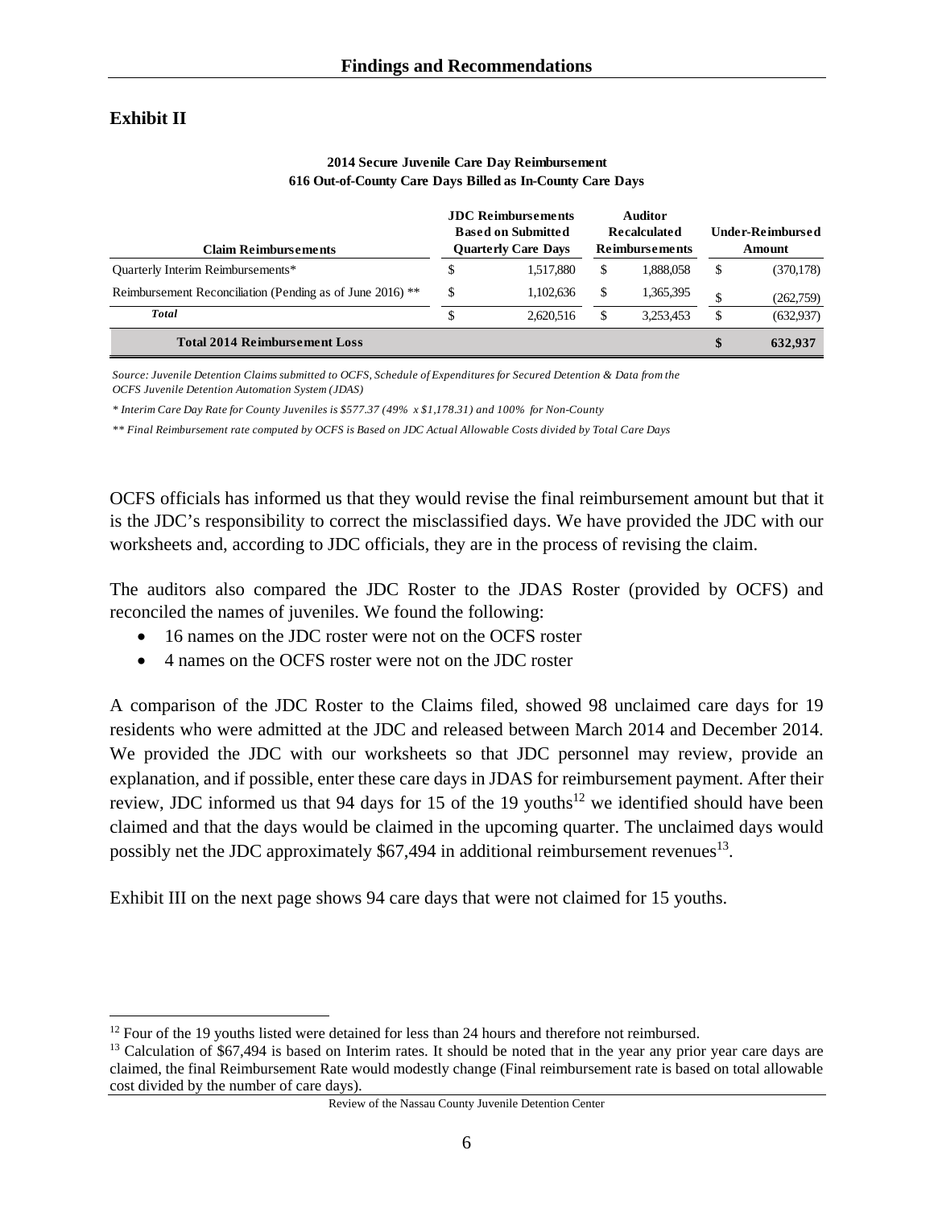## Exhibit II

**2014 Secure Juvenile Care Day Reimbursement**
**616 Out-of-County Care Days Billed as In-County Care Days**

| Claim Reimbursements | JDC Reimbursements Based on Submitted Quarterly Care Days | Auditor Recalculated Reimbursements | Under-Reimbursed Amount |
|---|---|---|---|
| Quarterly Interim Reimbursements* | $ 1,517,880 | $ 1,888,058 | $ (370,178) |
| Reimbursement Reconciliation (Pending as of June 2016) ** | $ 1,102,636 | $ 1,365,395 | $ (262,759) |
| ***Total*** | $ 2,620,516 | $ 3,253,453 | $ (632,937) |
| **Total 2014 Reimbursement Loss** | | | **$ 632,937** |

*Source: Juvenile Detention Claims submitted to OCFS, Schedule of Expenditures for Secured Detention & Data from the OCFS Juvenile Detention Automation System (JDAS)*

*\* Interim Care Day Rate for County Juveniles is $577.37 (49% x $1,178.31) and 100% for Non-County*

*\*\* Final Reimbursement rate computed by OCFS is Based on JDC Actual Allowable Costs divided by Total Care Days*

OCFS officials has informed us that they would revise the final reimbursement amount but that it is the JDC's responsibility to correct the misclassified days. We have provided the JDC with our worksheets and, according to JDC officials, they are in the process of revising the claim.

The auditors also compared the JDC Roster to the JDAS Roster (provided by OCFS) and reconciled the names of juveniles. We found the following:

- 16 names on the JDC roster were not on the OCFS roster
- 4 names on the OCFS roster were not on the JDC roster

A comparison of the JDC Roster to the Claims filed, showed 98 unclaimed care days for 19 residents who were admitted at the JDC and released between March 2014 and December 2014. We provided the JDC with our worksheets so that JDC personnel may review, provide an explanation, and if possible, enter these care days in JDAS for reimbursement payment. After their review, JDC informed us that 94 days for 15 of the 19 youths[12] we identified should have been claimed and that the days would be claimed in the upcoming quarter. The unclaimed days would possibly net the JDC approximately $67,494 in additional reimbursement revenues[13].

Exhibit III on the next page shows 94 care days that were not claimed for 15 youths.

[12] Four of the 19 youths listed were detained for less than 24 hours and therefore not reimbursed.

[13] Calculation of $67,494 is based on Interim rates. It should be noted that in the year any prior year care days are claimed, the final Reimbursement Rate would modestly change (Final reimbursement rate is based on total allowable cost divided by the number of care days).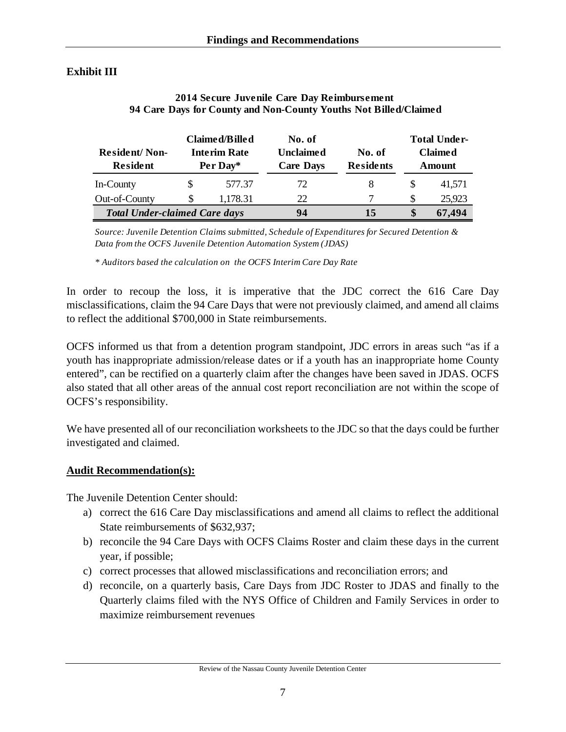**Exhibit III**

**2014 Secure Juvenile Care Day Reimbursement**
**94 Care Days for County and Non-County Youths Not Billed/Claimed**

| Resident/ Non-Resident | Claimed/Billed Interim Rate Per Day* | No. of Unclaimed Care Days | No. of Residents | Total Under-Claimed Amount |
|---|---|---|---|---|
| In-County | $ 577.37 | 72 | 8 | $ 41,571 |
| Out-of-County | $ 1,178.31 | 22 | 7 | $ 25,923 |
| ***Total Under-claimed Care days*** | | **94** | **15** | **$ 67,494** |

*Source: Juvenile Detention Claims submitted, Schedule of Expenditures for Secured Detention & Data from the OCFS Juvenile Detention Automation System (JDAS)*

*\* Auditors based the calculation on the OCFS Interim Care Day Rate*

In order to recoup the loss, it is imperative that the JDC correct the 616 Care Day misclassifications, claim the 94 Care Days that were not previously claimed, and amend all claims to reflect the additional $700,000 in State reimbursements.

OCFS informed us that from a detention program standpoint, JDC errors in areas such "as if a youth has inappropriate admission/release dates or if a youth has an inappropriate home County entered", can be rectified on a quarterly claim after the changes have been saved in JDAS. OCFS also stated that all other areas of the annual cost report reconciliation are not within the scope of OCFS's responsibility.

We have presented all of our reconciliation worksheets to the JDC so that the days could be further investigated and claimed.

**Audit Recommendation(s):**

The Juvenile Detention Center should:

a) correct the 616 Care Day misclassifications and amend all claims to reflect the additional State reimbursements of $632,937;
b) reconcile the 94 Care Days with OCFS Claims Roster and claim these days in the current year, if possible;
c) correct processes that allowed misclassifications and reconciliation errors; and
d) reconcile, on a quarterly basis, Care Days from JDC Roster to JDAS and finally to the Quarterly claims filed with the NYS Office of Children and Family Services in order to maximize reimbursement revenues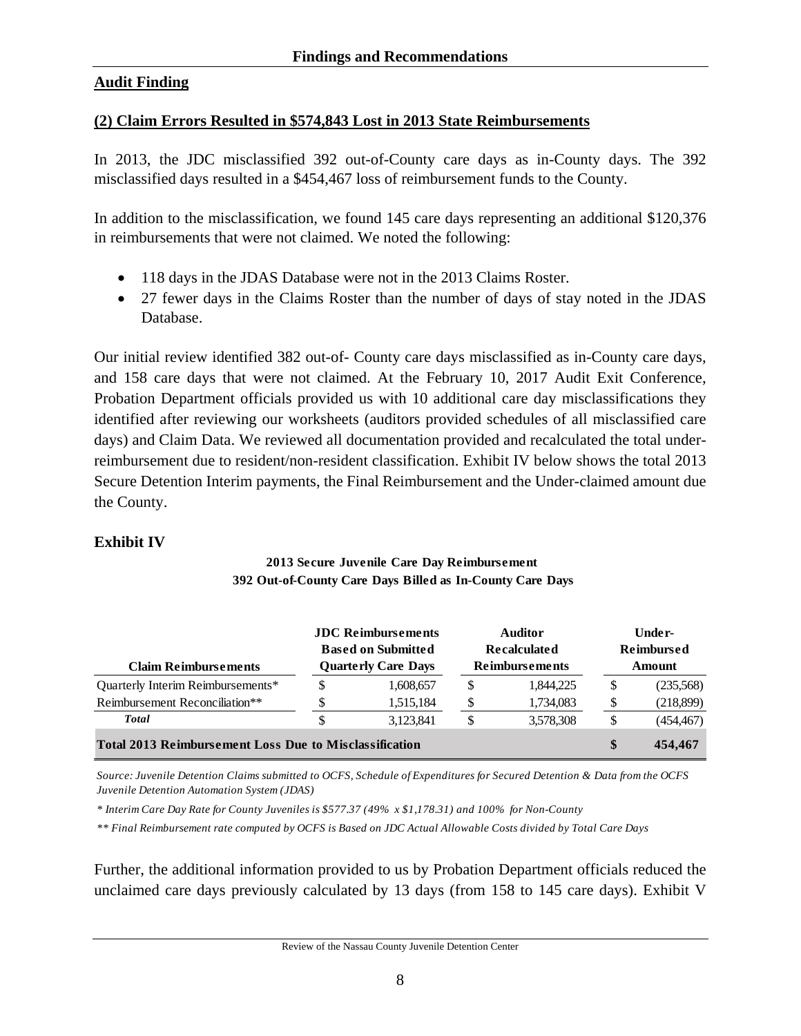## Findings and Recommendations

**Audit Finding**

**(2) Claim Errors Resulted in $574,843 Lost in 2013 State Reimbursements**

In 2013, the JDC misclassified 392 out-of-County care days as in-County days. The 392 misclassified days resulted in a $454,467 loss of reimbursement funds to the County.

In addition to the misclassification, we found 145 care days representing an additional $120,376 in reimbursements that were not claimed. We noted the following:

- 118 days in the JDAS Database were not in the 2013 Claims Roster.
- 27 fewer days in the Claims Roster than the number of days of stay noted in the JDAS Database.

Our initial review identified 382 out-of- County care days misclassified as in-County care days, and 158 care days that were not claimed. At the February 10, 2017 Audit Exit Conference, Probation Department officials provided us with 10 additional care day misclassifications they identified after reviewing our worksheets (auditors provided schedules of all misclassified care days) and Claim Data. We reviewed all documentation provided and recalculated the total under-reimbursement due to resident/non-resident classification. Exhibit IV below shows the total 2013 Secure Detention Interim payments, the Final Reimbursement and the Under-claimed amount due the County.

### Exhibit IV

**2013 Secure Juvenile Care Day Reimbursement**
**392 Out-of-County Care Days Billed as In-County Care Days**

| Claim Reimbursements | JDC Reimbursements Based on Submitted Quarterly Care Days | Auditor Recalculated Reimbursements | Under-Reimbursed Amount |
|---|---|---|---|
| Quarterly Interim Reimbursements* | $ 1,608,657 | $ 1,844,225 | $ (235,568) |
| Reimbursement Reconciliation** | $ 1,515,184 | $ 1,734,083 | $ (218,899) |
| ***Total*** | $ 3,123,841 | $ 3,578,308 | $ (454,467) |
| **Total 2013 Reimbursement Loss Due to Misclassification** | | | **$ 454,467** |

*Source: Juvenile Detention Claims submitted to OCFS, Schedule of Expenditures for Secured Detention & Data from the OCFS Juvenile Detention Automation System (JDAS)*

*\* Interim Care Day Rate for County Juveniles is $577.37 (49% x $1,178.31) and 100% for Non-County*

*\*\* Final Reimbursement rate computed by OCFS is Based on JDC Actual Allowable Costs divided by Total Care Days*

Further, the additional information provided to us by Probation Department officials reduced the unclaimed care days previously calculated by 13 days (from 158 to 145 care days). Exhibit V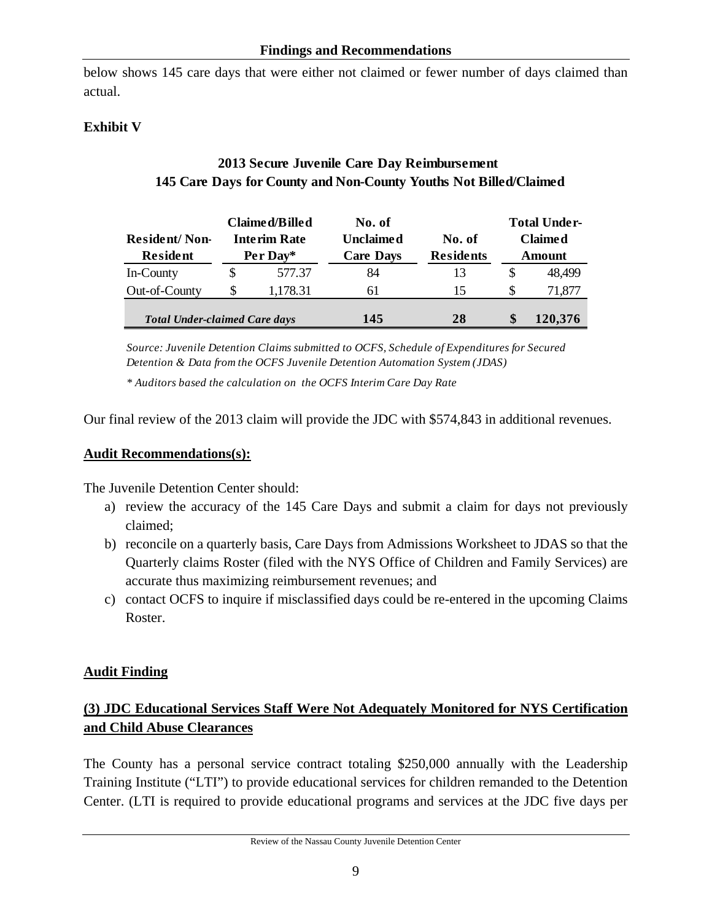below shows 145 care days that were either not claimed or fewer number of days claimed than actual.

**Exhibit V**

**2013 Secure Juvenile Care Day Reimbursement**
**145 Care Days for County and Non-County Youths Not Billed/Claimed**

| Resident/ Non-Resident | Claimed/Billed Interim Rate Per Day* | No. of Unclaimed Care Days | No. of Residents | Total Under-Claimed Amount |
|---|---|---|---|---|
| In-County | $ 577.37 | 84 | 13 | $ 48,499 |
| Out-of-County | $ 1,178.31 | 61 | 15 | $ 71,877 |
| ***Total Under-claimed Care days*** | | **145** | **28** | **$ 120,376** |

*Source: Juvenile Detention Claims submitted to OCFS, Schedule of Expenditures for Secured Detention & Data from the OCFS Juvenile Detention Automation System (JDAS)*

** Auditors based the calculation on the OCFS Interim Care Day Rate*

Our final review of the 2013 claim will provide the JDC with $574,843 in additional revenues.

**Audit Recommendations(s):**

The Juvenile Detention Center should:

a) review the accuracy of the 145 Care Days and submit a claim for days not previously claimed;
b) reconcile on a quarterly basis, Care Days from Admissions Worksheet to JDAS so that the Quarterly claims Roster (filed with the NYS Office of Children and Family Services) are accurate thus maximizing reimbursement revenues; and
c) contact OCFS to inquire if misclassified days could be re-entered in the upcoming Claims Roster.

**Audit Finding**

**(3) JDC Educational Services Staff Were Not Adequately Monitored for NYS Certification and Child Abuse Clearances**

The County has a personal service contract totaling $250,000 annually with the Leadership Training Institute ("LTI") to provide educational services for children remanded to the Detention Center. (LTI is required to provide educational programs and services at the JDC five days per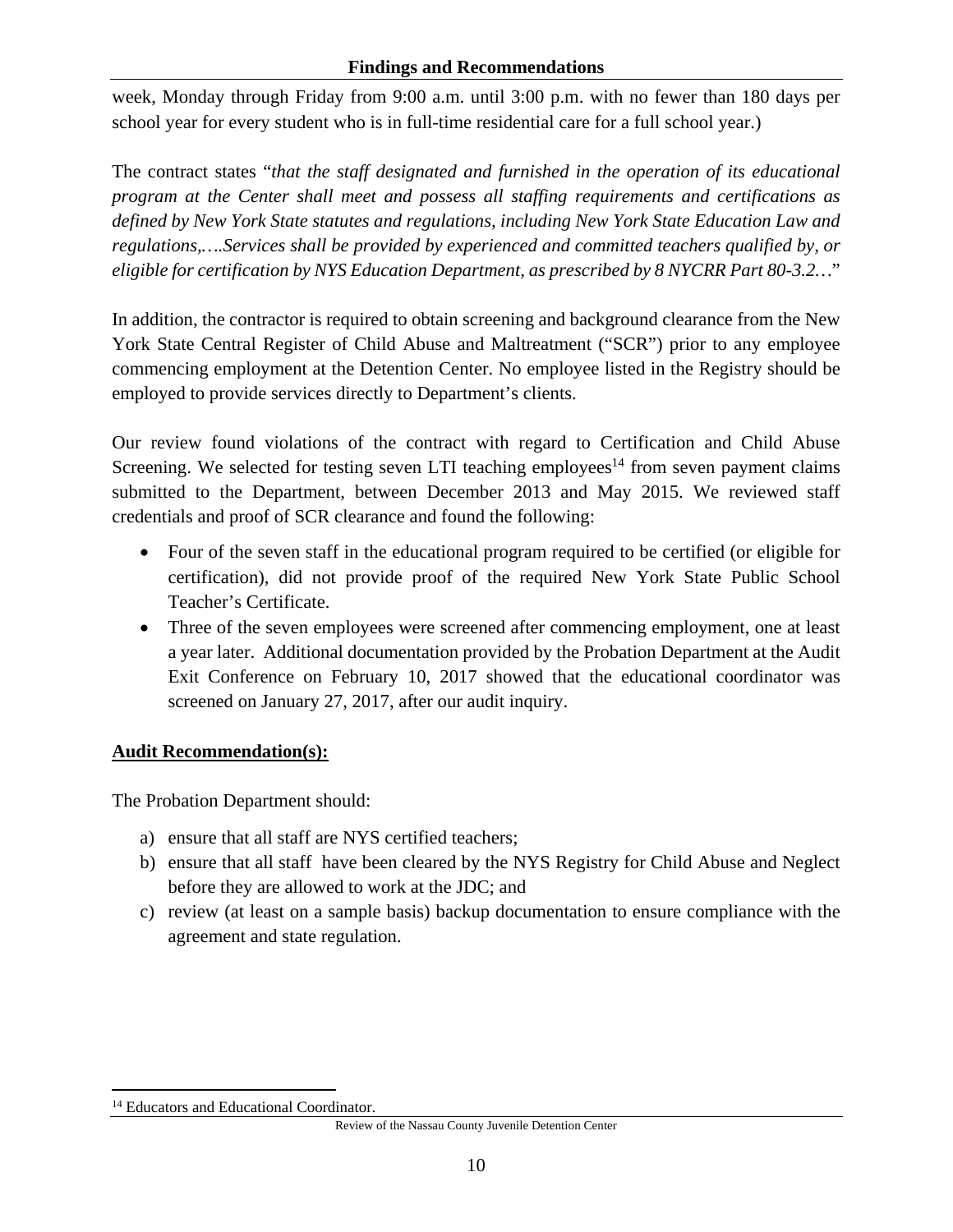week, Monday through Friday from 9:00 a.m. until 3:00 p.m. with no fewer than 180 days per school year for every student who is in full-time residential care for a full school year.)

The contract states "*that the staff designated and furnished in the operation of its educational program at the Center shall meet and possess all staffing requirements and certifications as defined by New York State statutes and regulations, including New York State Education Law and regulations,….Services shall be provided by experienced and committed teachers qualified by, or eligible for certification by NYS Education Department, as prescribed by 8 NYCRR Part 80-3.2…*"

In addition, the contractor is required to obtain screening and background clearance from the New York State Central Register of Child Abuse and Maltreatment ("SCR") prior to any employee commencing employment at the Detention Center. No employee listed in the Registry should be employed to provide services directly to Department's clients.

Our review found violations of the contract with regard to Certification and Child Abuse Screening. We selected for testing seven LTI teaching employees[14] from seven payment claims submitted to the Department, between December 2013 and May 2015. We reviewed staff credentials and proof of SCR clearance and found the following:

- Four of the seven staff in the educational program required to be certified (or eligible for certification), did not provide proof of the required New York State Public School Teacher's Certificate.
- Three of the seven employees were screened after commencing employment, one at least a year later. Additional documentation provided by the Probation Department at the Audit Exit Conference on February 10, 2017 showed that the educational coordinator was screened on January 27, 2017, after our audit inquiry.

**Audit Recommendation(s):**

The Probation Department should:

a) ensure that all staff are NYS certified teachers;
b) ensure that all staff have been cleared by the NYS Registry for Child Abuse and Neglect before they are allowed to work at the JDC; and
c) review (at least on a sample basis) backup documentation to ensure compliance with the agreement and state regulation.

[14] Educators and Educational Coordinator.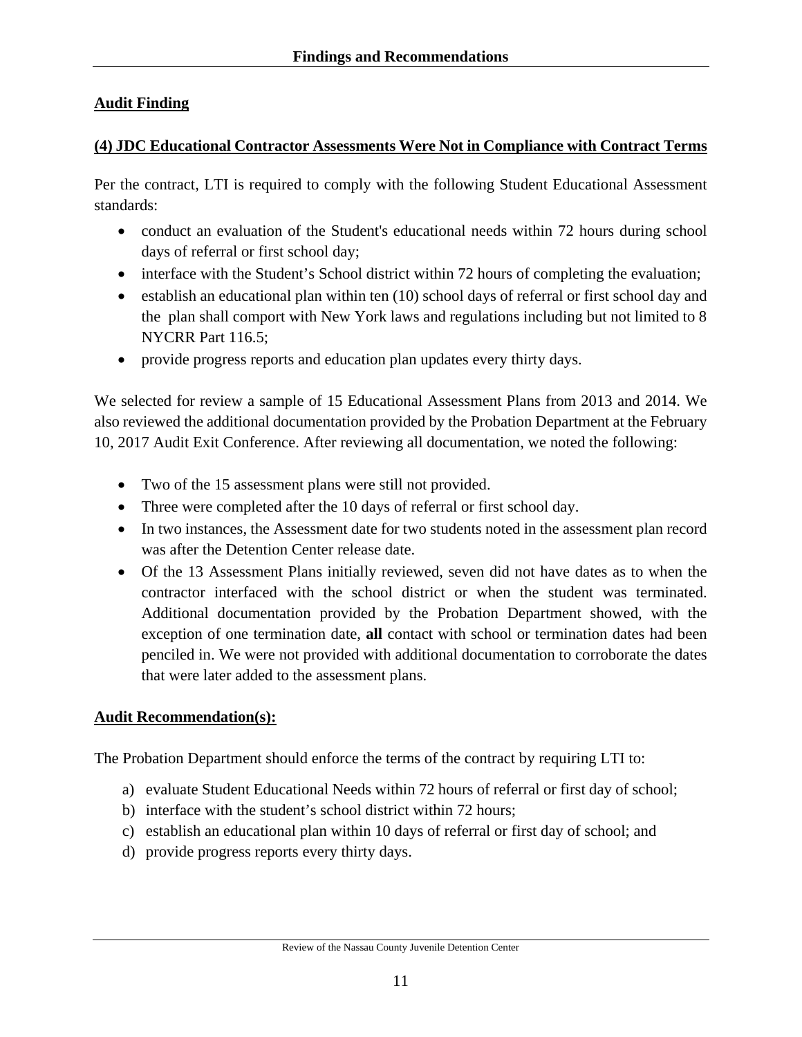## Audit Finding

### (4) JDC Educational Contractor Assessments Were Not in Compliance with Contract Terms

Per the contract, LTI is required to comply with the following Student Educational Assessment standards:

- conduct an evaluation of the Student's educational needs within 72 hours during school days of referral or first school day;
- interface with the Student's School district within 72 hours of completing the evaluation;
- establish an educational plan within ten (10) school days of referral or first school day and the plan shall comport with New York laws and regulations including but not limited to 8 NYCRR Part 116.5;
- provide progress reports and education plan updates every thirty days.

We selected for review a sample of 15 Educational Assessment Plans from 2013 and 2014. We also reviewed the additional documentation provided by the Probation Department at the February 10, 2017 Audit Exit Conference. After reviewing all documentation, we noted the following:

- Two of the 15 assessment plans were still not provided.
- Three were completed after the 10 days of referral or first school day.
- In two instances, the Assessment date for two students noted in the assessment plan record was after the Detention Center release date.
- Of the 13 Assessment Plans initially reviewed, seven did not have dates as to when the contractor interfaced with the school district or when the student was terminated. Additional documentation provided by the Probation Department showed, with the exception of one termination date, **all** contact with school or termination dates had been penciled in. We were not provided with additional documentation to corroborate the dates that were later added to the assessment plans.

## Audit Recommendation(s):

The Probation Department should enforce the terms of the contract by requiring LTI to:

a) evaluate Student Educational Needs within 72 hours of referral or first day of school;
b) interface with the student's school district within 72 hours;
c) establish an educational plan within 10 days of referral or first day of school; and
d) provide progress reports every thirty days.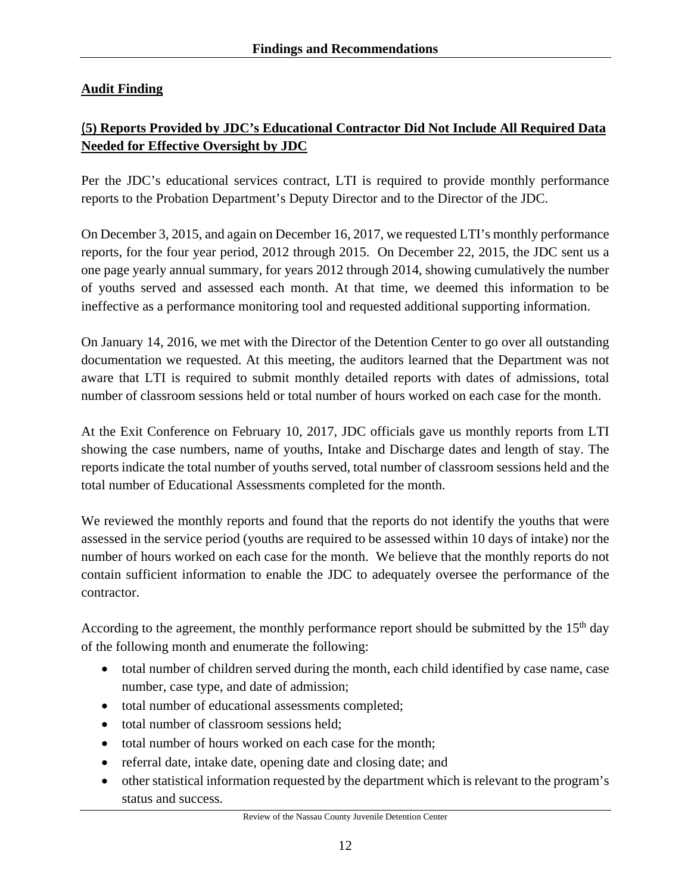## Audit Finding

### (5) Reports Provided by JDC's Educational Contractor Did Not Include All Required Data Needed for Effective Oversight by JDC

Per the JDC's educational services contract, LTI is required to provide monthly performance reports to the Probation Department's Deputy Director and to the Director of the JDC.

On December 3, 2015, and again on December 16, 2017, we requested LTI's monthly performance reports, for the four year period, 2012 through 2015. On December 22, 2015, the JDC sent us a one page yearly annual summary, for years 2012 through 2014, showing cumulatively the number of youths served and assessed each month. At that time, we deemed this information to be ineffective as a performance monitoring tool and requested additional supporting information.

On January 14, 2016, we met with the Director of the Detention Center to go over all outstanding documentation we requested. At this meeting, the auditors learned that the Department was not aware that LTI is required to submit monthly detailed reports with dates of admissions, total number of classroom sessions held or total number of hours worked on each case for the month.

At the Exit Conference on February 10, 2017, JDC officials gave us monthly reports from LTI showing the case numbers, name of youths, Intake and Discharge dates and length of stay. The reports indicate the total number of youths served, total number of classroom sessions held and the total number of Educational Assessments completed for the month.

We reviewed the monthly reports and found that the reports do not identify the youths that were assessed in the service period (youths are required to be assessed within 10 days of intake) nor the number of hours worked on each case for the month. We believe that the monthly reports do not contain sufficient information to enable the JDC to adequately oversee the performance of the contractor.

According to the agreement, the monthly performance report should be submitted by the 15th day of the following month and enumerate the following:

- total number of children served during the month, each child identified by case name, case number, case type, and date of admission;
- total number of educational assessments completed;
- total number of classroom sessions held;
- total number of hours worked on each case for the month;
- referral date, intake date, opening date and closing date; and
- other statistical information requested by the department which is relevant to the program's status and success.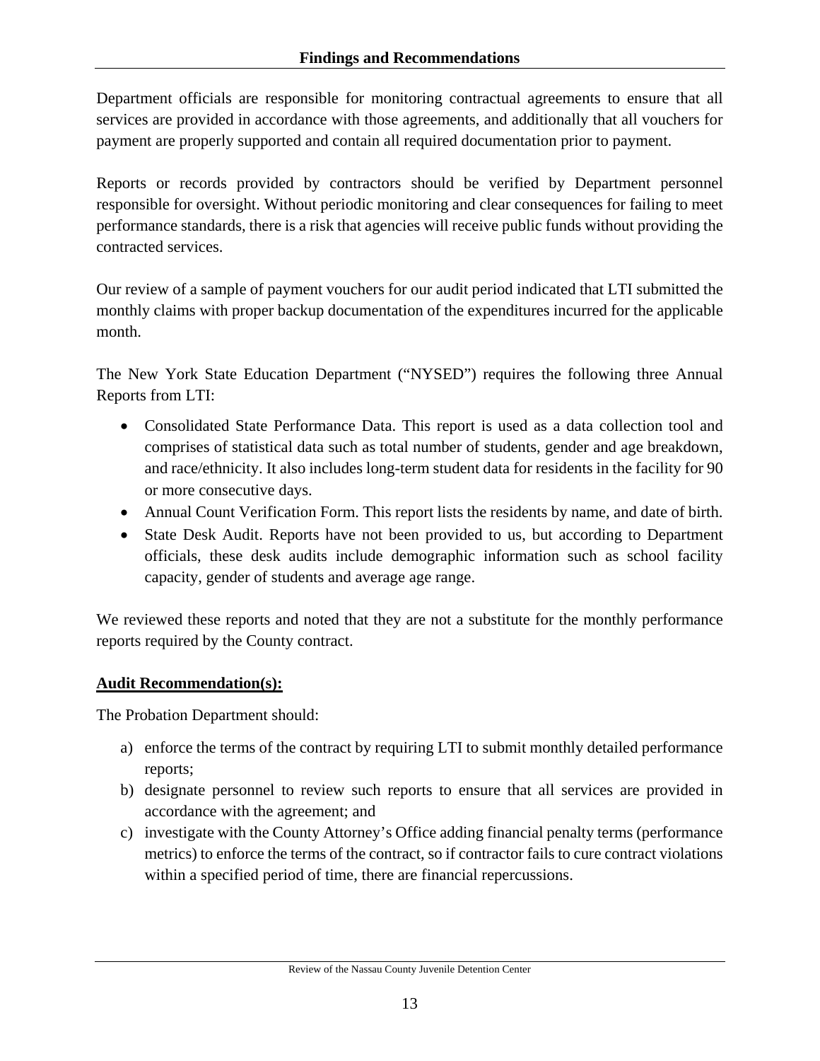Department officials are responsible for monitoring contractual agreements to ensure that all services are provided in accordance with those agreements, and additionally that all vouchers for payment are properly supported and contain all required documentation prior to payment.

Reports or records provided by contractors should be verified by Department personnel responsible for oversight. Without periodic monitoring and clear consequences for failing to meet performance standards, there is a risk that agencies will receive public funds without providing the contracted services.

Our review of a sample of payment vouchers for our audit period indicated that LTI submitted the monthly claims with proper backup documentation of the expenditures incurred for the applicable month.

The New York State Education Department ("NYSED") requires the following three Annual Reports from LTI:

- Consolidated State Performance Data. This report is used as a data collection tool and comprises of statistical data such as total number of students, gender and age breakdown, and race/ethnicity. It also includes long-term student data for residents in the facility for 90 or more consecutive days.
- Annual Count Verification Form. This report lists the residents by name, and date of birth.
- State Desk Audit. Reports have not been provided to us, but according to Department officials, these desk audits include demographic information such as school facility capacity, gender of students and average age range.

We reviewed these reports and noted that they are not a substitute for the monthly performance reports required by the County contract.

**Audit Recommendation(s):**

The Probation Department should:

a) enforce the terms of the contract by requiring LTI to submit monthly detailed performance reports;
b) designate personnel to review such reports to ensure that all services are provided in accordance with the agreement; and
c) investigate with the County Attorney's Office adding financial penalty terms (performance metrics) to enforce the terms of the contract, so if contractor fails to cure contract violations within a specified period of time, there are financial repercussions.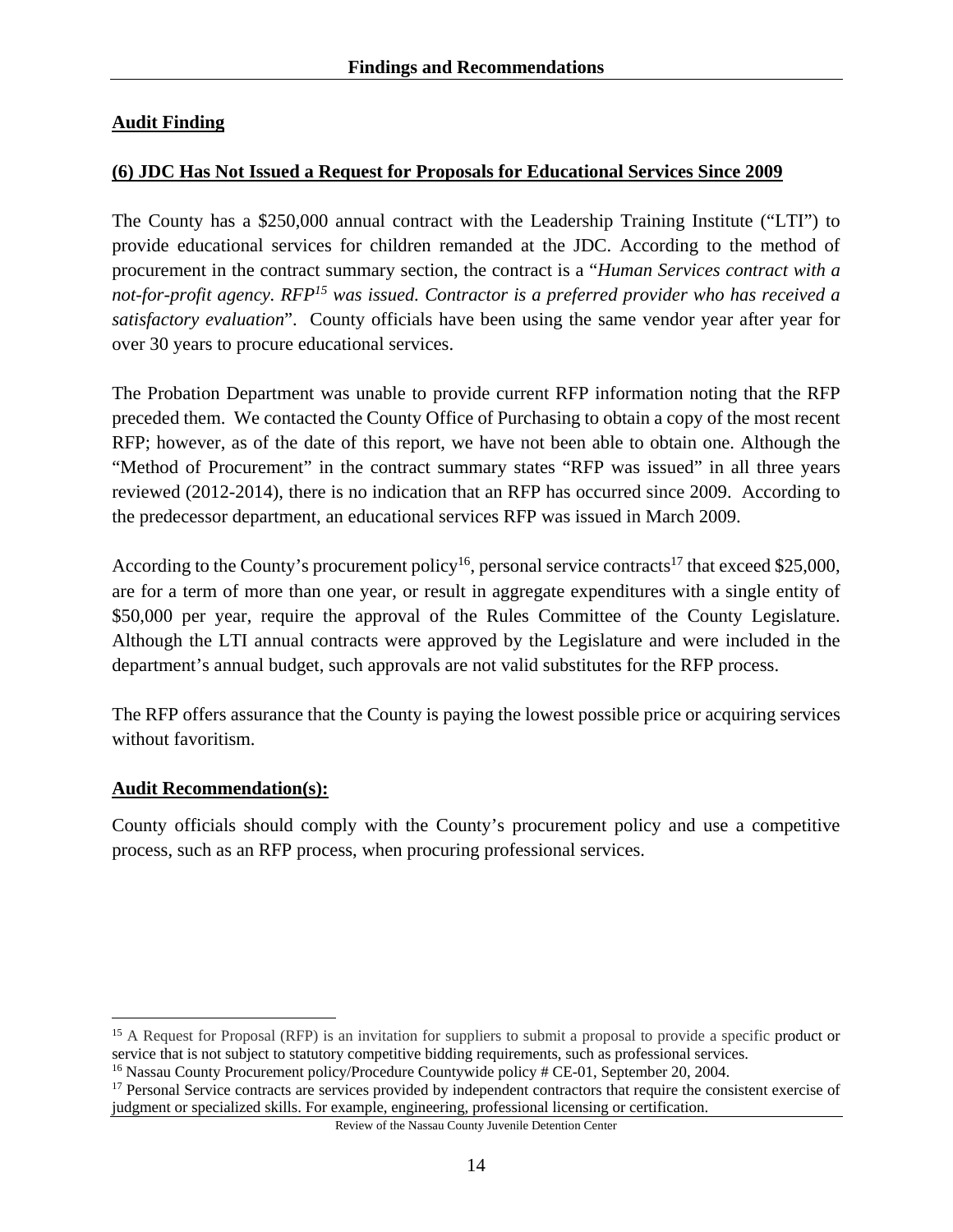**Audit Finding**

**(6) JDC Has Not Issued a Request for Proposals for Educational Services Since 2009**

The County has a $250,000 annual contract with the Leadership Training Institute ("LTI") to provide educational services for children remanded at the JDC. According to the method of procurement in the contract summary section, the contract is a "*Human Services contract with a not-for-profit agency. RFP[15] was issued. Contractor is a preferred provider who has received a satisfactory evaluation*". County officials have been using the same vendor year after year for over 30 years to procure educational services.

The Probation Department was unable to provide current RFP information noting that the RFP preceded them. We contacted the County Office of Purchasing to obtain a copy of the most recent RFP; however, as of the date of this report, we have not been able to obtain one. Although the "Method of Procurement" in the contract summary states "RFP was issued" in all three years reviewed (2012-2014), there is no indication that an RFP has occurred since 2009. According to the predecessor department, an educational services RFP was issued in March 2009.

According to the County's procurement policy[16], personal service contracts[17] that exceed $25,000, are for a term of more than one year, or result in aggregate expenditures with a single entity of $50,000 per year, require the approval of the Rules Committee of the County Legislature. Although the LTI annual contracts were approved by the Legislature and were included in the department's annual budget, such approvals are not valid substitutes for the RFP process.

The RFP offers assurance that the County is paying the lowest possible price or acquiring services without favoritism.

**Audit Recommendation(s):**

County officials should comply with the County's procurement policy and use a competitive process, such as an RFP process, when procuring professional services.

---

[15] A Request for Proposal (RFP) is an invitation for suppliers to submit a proposal to provide a specific product or service that is not subject to statutory competitive bidding requirements, such as professional services.

[16] Nassau County Procurement policy/Procedure Countywide policy # CE-01, September 20, 2004.

[17] Personal Service contracts are services provided by independent contractors that require the consistent exercise of judgment or specialized skills. For example, engineering, professional licensing or certification.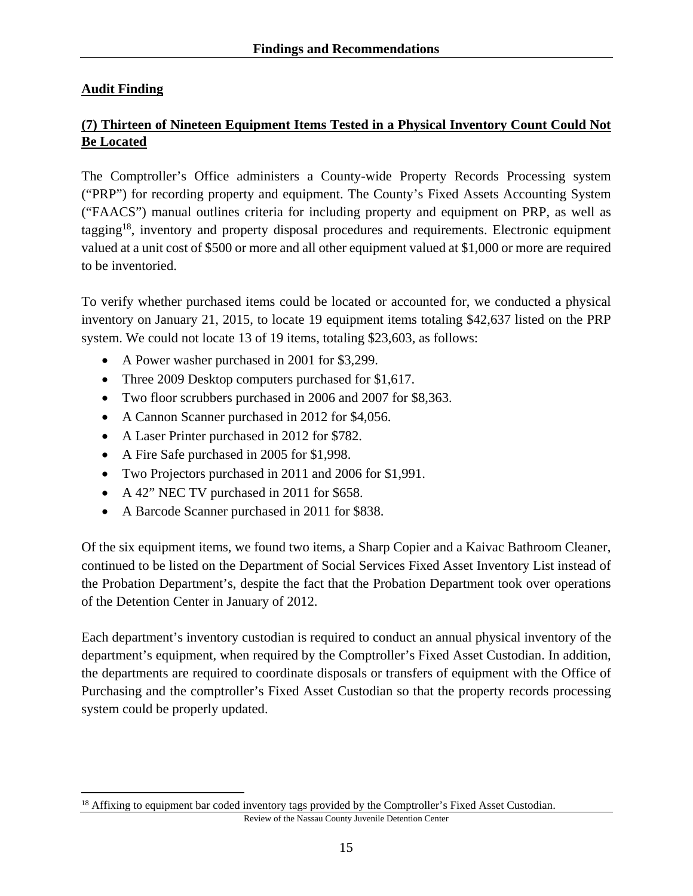**Audit Finding**

**(7) Thirteen of Nineteen Equipment Items Tested in a Physical Inventory Count Could Not Be Located**

The Comptroller's Office administers a County-wide Property Records Processing system ("PRP") for recording property and equipment. The County's Fixed Assets Accounting System ("FAACS") manual outlines criteria for including property and equipment on PRP, as well as tagging[18], inventory and property disposal procedures and requirements. Electronic equipment valued at a unit cost of $500 or more and all other equipment valued at $1,000 or more are required to be inventoried.

To verify whether purchased items could be located or accounted for, we conducted a physical inventory on January 21, 2015, to locate 19 equipment items totaling $42,637 listed on the PRP system. We could not locate 13 of 19 items, totaling $23,603, as follows:

- A Power washer purchased in 2001 for $3,299.
- Three 2009 Desktop computers purchased for $1,617.
- Two floor scrubbers purchased in 2006 and 2007 for $8,363.
- A Cannon Scanner purchased in 2012 for $4,056.
- A Laser Printer purchased in 2012 for $782.
- A Fire Safe purchased in 2005 for $1,998.
- Two Projectors purchased in 2011 and 2006 for $1,991.
- A 42" NEC TV purchased in 2011 for $658.
- A Barcode Scanner purchased in 2011 for $838.

Of the six equipment items, we found two items, a Sharp Copier and a Kaivac Bathroom Cleaner, continued to be listed on the Department of Social Services Fixed Asset Inventory List instead of the Probation Department's, despite the fact that the Probation Department took over operations of the Detention Center in January of 2012.

Each department's inventory custodian is required to conduct an annual physical inventory of the department's equipment, when required by the Comptroller's Fixed Asset Custodian. In addition, the departments are required to coordinate disposals or transfers of equipment with the Office of Purchasing and the comptroller's Fixed Asset Custodian so that the property records processing system could be properly updated.

[18] Affixing to equipment bar coded inventory tags provided by the Comptroller's Fixed Asset Custodian.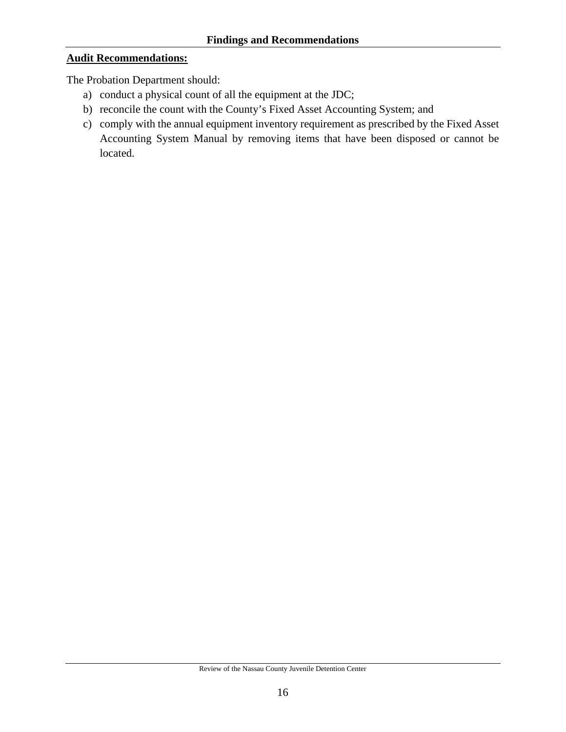**Audit Recommendations:**

The Probation Department should:

a) conduct a physical count of all the equipment at the JDC;
b) reconcile the count with the County's Fixed Asset Accounting System; and
c) comply with the annual equipment inventory requirement as prescribed by the Fixed Asset Accounting System Manual by removing items that have been disposed or cannot be located.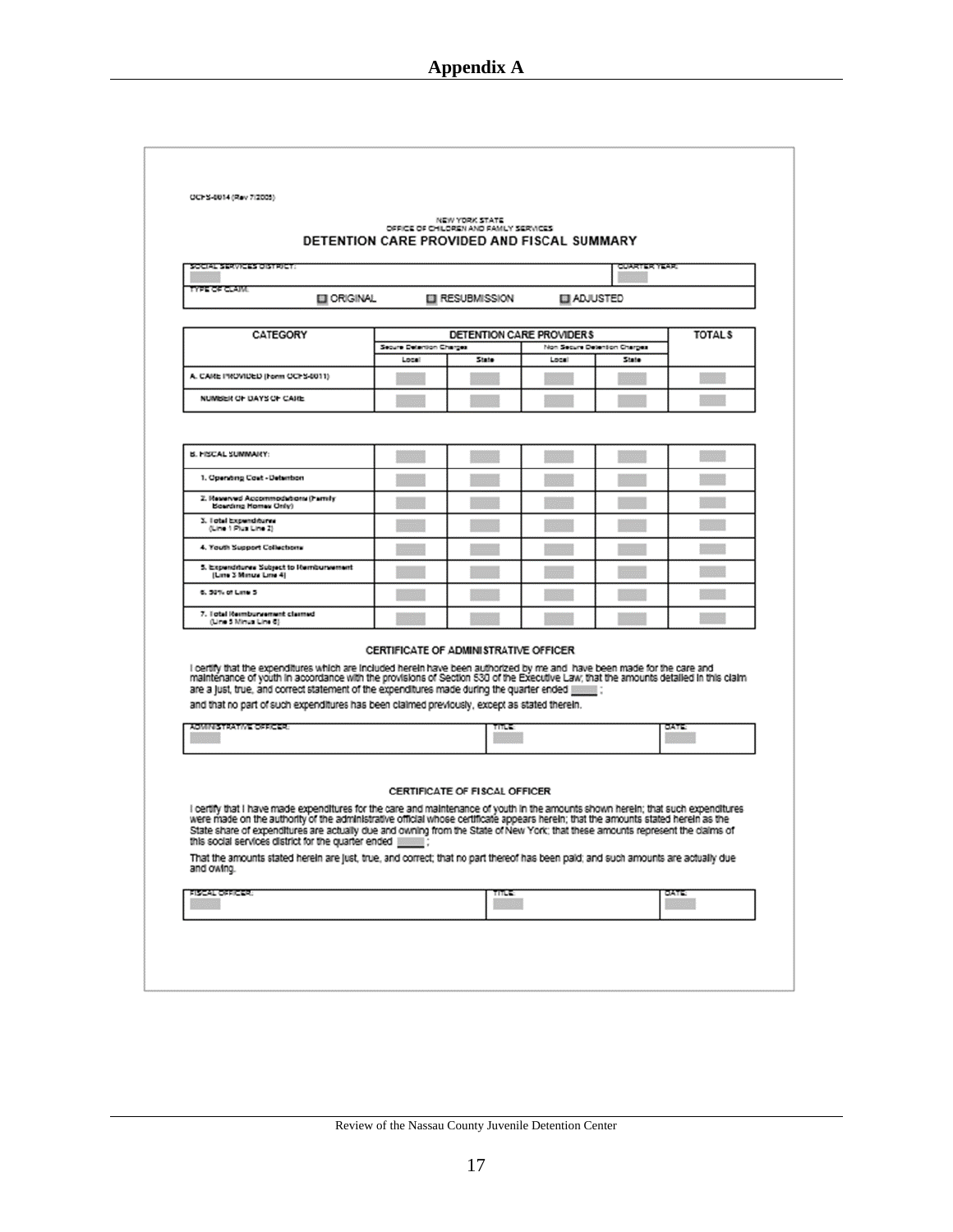# Appendix A

OCFS-0014 (Rev 7/2005)

NEW YORK STATE
OFFICE OF CHILDREN AND FAMILY SERVICES

## DETENTION CARE PROVIDED AND FISCAL SUMMARY

| SOCIAL SERVICES DISTRICT: | QUARTER YEAR: |
|---|---|
| TYPE OF CLAIM: ☐ ORIGINAL ☐ RESUBMISSION ☐ ADJUSTED | |

| CATEGORY | DETENTION CARE PROVIDERS | | | | TOTALS |
|---|---|---|---|---|---|
| | Secure Detention Charges | | Non Secure Detention Charges | | |
| | Local | State | Local | State | |
| A. CARE PROVIDED (Form OCFS-0011) | | | | | |
| NUMBER OF DAYS OF CARE | | | | | |

| | | | | | |
|---|---|---|---|---|---|
| B. FISCAL SUMMARY: | | | | | |
| 1. Operating Cost - Detention | | | | | |
| 2. Reserved Accommodations (Family Boarding Homes Only) | | | | | |
| 3. Total Expenditures (Line 1 Plus Line 2) | | | | | |
| 4. Youth Support Collections | | | | | |
| 5. Expenditures Subject to Reimbursement (Line 3 Minus Line 4) | | | | | |
| 6. 50% of Line 5 | | | | | |
| 7. Total Reimbursement claimed (Line 5 Minus Line 6) | | | | | |

### CERTIFICATE OF ADMINISTRATIVE OFFICER

I certify that the expenditures which are included herein have been authorized by me and have been made for the care and maintenance of youth in accordance with the provisions of Section 530 of the Executive Law; that the amounts detailed in this claim are a just, true, and correct statement of the expenditures made during the quarter ended ______ ;

and that no part of such expenditures has been claimed previously, except as stated therein.

| ADMINISTRATIVE OFFICER: | TITLE: | DATE: |
|---|---|---|

### CERTIFICATE OF FISCAL OFFICER

I certify that I have made expenditures for the care and maintenance of youth in the amounts shown herein; that such expenditures were made on the authority of the administrative official whose certificate appears herein; that the amounts stated herein as the State share of expenditures are actually due and owning from the State of New York; that these amounts represent the claims of this social services district for the quarter ended ______ ;

That the amounts stated herein are just, true, and correct; that no part thereof has been paid; and such amounts are actually due and owing.

| FISCAL OFFICER: | TITLE: | DATE: |
|---|---|---|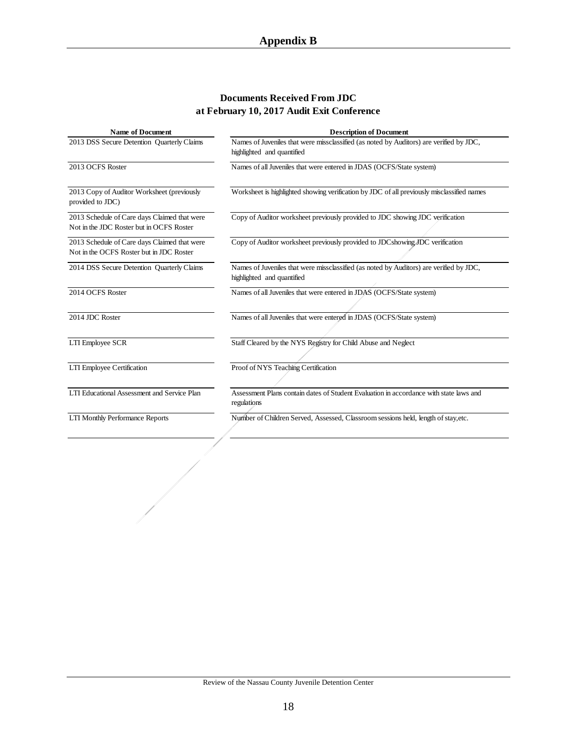# Appendix B

## Documents Received From JDC at February 10, 2017 Audit Exit Conference

| Name of Document | Description of Document |
| --- | --- |
| 2013 DSS Secure Detention Quarterly Claims | Names of Juveniles that were missclassified (as noted by Auditors) are verified by JDC, highlighted and quantified |
| 2013 OCFS Roster | Names of all Juveniles that were entered in JDAS (OCFS/State system) |
| 2013 Copy of Auditor Worksheet (previously provided to JDC) | Worksheet is highlighted showing verification by JDC of all previously misclassified names |
| 2013 Schedule of Care days Claimed that were Not in the JDC Roster but in OCFS Roster | Copy of Auditor worksheet previously provided to JDC showing JDC verification |
| 2013 Schedule of Care days Claimed that were Not in the OCFS Roster but in JDC Roster | Copy of Auditor worksheet previously provided to JDCshowing JDC verification |
| 2014 DSS Secure Detention Quarterly Claims | Names of Juveniles that were missclassified (as noted by Auditors) are verified by JDC, highlighted and quantified |
| 2014 OCFS Roster | Names of all Juveniles that were entered in JDAS (OCFS/State system) |
| 2014 JDC Roster | Names of all Juveniles that were entered in JDAS (OCFS/State system) |
| LTI Employee SCR | Staff Cleared by the NYS Registry for Child Abuse and Neglect |
| LTI Employee Certification | Proof of NYS Teaching Certification |
| LTI Educational Assessment and Service Plan | Assessment Plans contain dates of Student Evaluation in accordance with state laws and regulations |
| LTI Monthly Performance Reports | Number of Children Served, Assessed, Classroom sessions held, length of stay,etc. |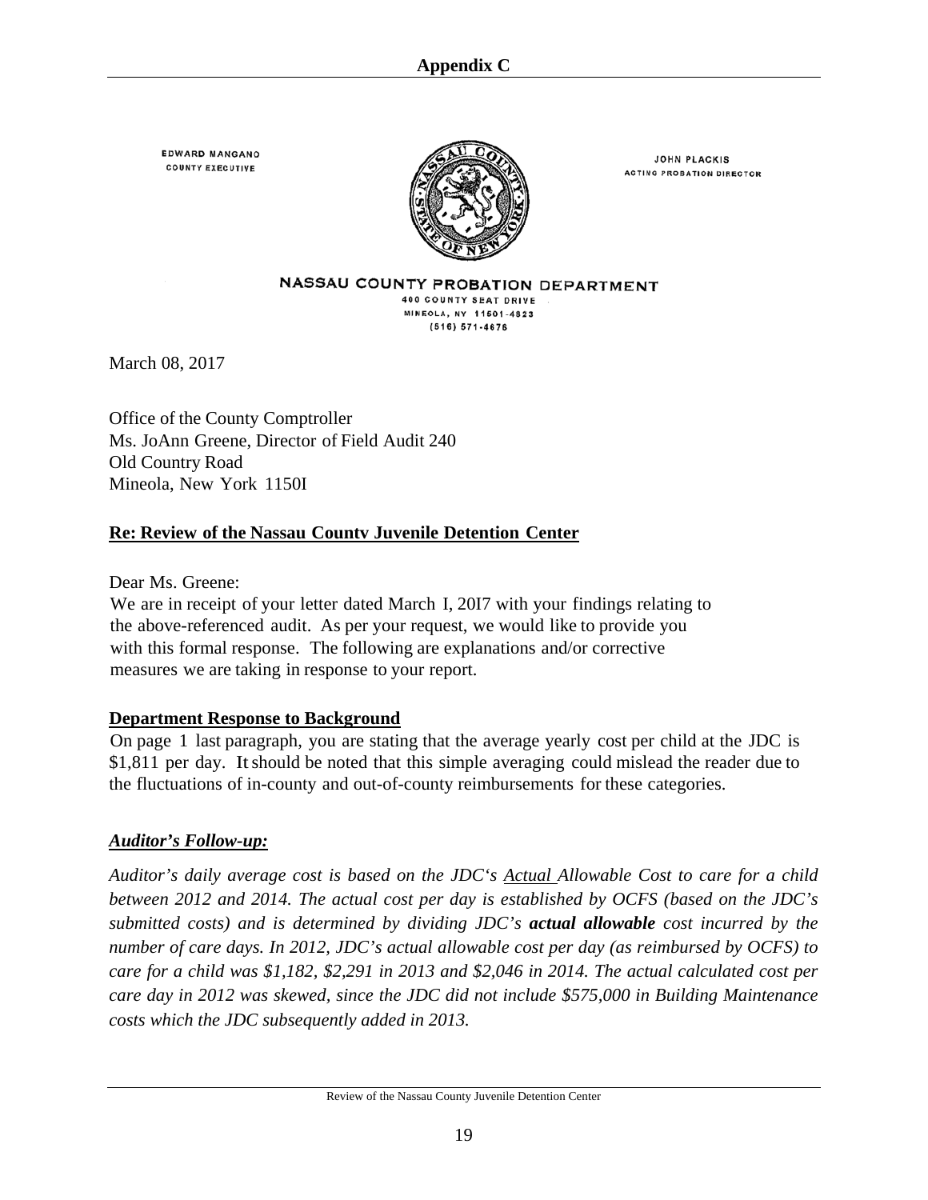## Appendix C

EDWARD MANGANO
COUNTY EXECUTIVE

JOHN PLACKIS
ACTING PROBATION DIRECTOR

NASSAU COUNTY PROBATION DEPARTMENT
400 COUNTY SEAT DRIVE
MINEOLA, NY 11501-4823
(516) 571-4676

March 08, 2017

Office of the County Comptroller
Ms. JoAnn Greene, Director of Field Audit 240
Old Country Road
Mineola, New York 1150I

**Re: Review of the Nassau Countv Juvenile Detention Center**

Dear Ms. Greene:

We are in receipt of your letter dated March I, 20I7 with your findings relating to the above-referenced audit. As per your request, we would like to provide you with this formal response. The following are explanations and/or corrective measures we are taking in response to your report.

**Department Response to Background**

On page 1 last paragraph, you are stating that the average yearly cost per child at the JDC is $1,811 per day. It should be noted that this simple averaging could mislead the reader due to the fluctuations of in-county and out-of-county reimbursements for these categories.

***Auditor's Follow-up:***

*Auditor's daily average cost is based on the JDC's Actual Allowable Cost to care for a child between 2012 and 2014. The actual cost per day is established by OCFS (based on the JDC's submitted costs) and is determined by dividing JDC's* ***actual allowable*** *cost incurred by the number of care days. In 2012, JDC's actual allowable cost per day (as reimbursed by OCFS) to care for a child was $1,182, $2,291 in 2013 and $2,046 in 2014. The actual calculated cost per care day in 2012 was skewed, since the JDC did not include $575,000 in Building Maintenance costs which the JDC subsequently added in 2013.*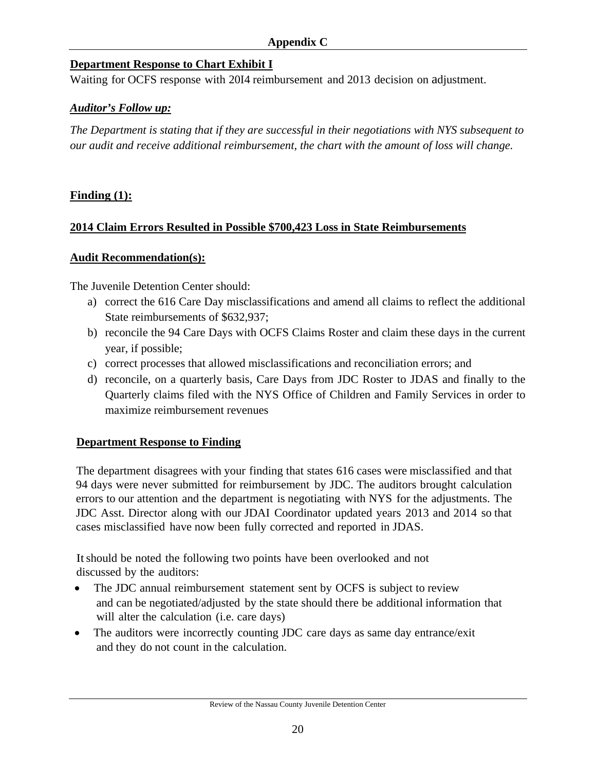**Appendix C**

**Department Response to Chart Exhibit I**

Waiting for OCFS response with 20I4 reimbursement and 2013 decision on adjustment.

***Auditor's Follow up:***

*The Department is stating that if they are successful in their negotiations with NYS subsequent to our audit and receive additional reimbursement, the chart with the amount of loss will change.*

**Finding (1):**

**2014 Claim Errors Resulted in Possible $700,423 Loss in State Reimbursements**

**Audit Recommendation(s):**

The Juvenile Detention Center should:

a) correct the 616 Care Day misclassifications and amend all claims to reflect the additional State reimbursements of $632,937;
b) reconcile the 94 Care Days with OCFS Claims Roster and claim these days in the current year, if possible;
c) correct processes that allowed misclassifications and reconciliation errors; and
d) reconcile, on a quarterly basis, Care Days from JDC Roster to JDAS and finally to the Quarterly claims filed with the NYS Office of Children and Family Services in order to maximize reimbursement revenues

**Department Response to Finding**

The department disagrees with your finding that states 616 cases were misclassified and that 94 days were never submitted for reimbursement by JDC. The auditors brought calculation errors to our attention and the department is negotiating with NYS for the adjustments. The JDC Asst. Director along with our JDAI Coordinator updated years 2013 and 2014 so that cases misclassified have now been fully corrected and reported in JDAS.

It should be noted the following two points have been overlooked and not discussed by the auditors:

- The JDC annual reimbursement statement sent by OCFS is subject to review and can be negotiated/adjusted by the state should there be additional information that will alter the calculation (i.e. care days)
- The auditors were incorrectly counting JDC care days as same day entrance/exit and they do not count in the calculation.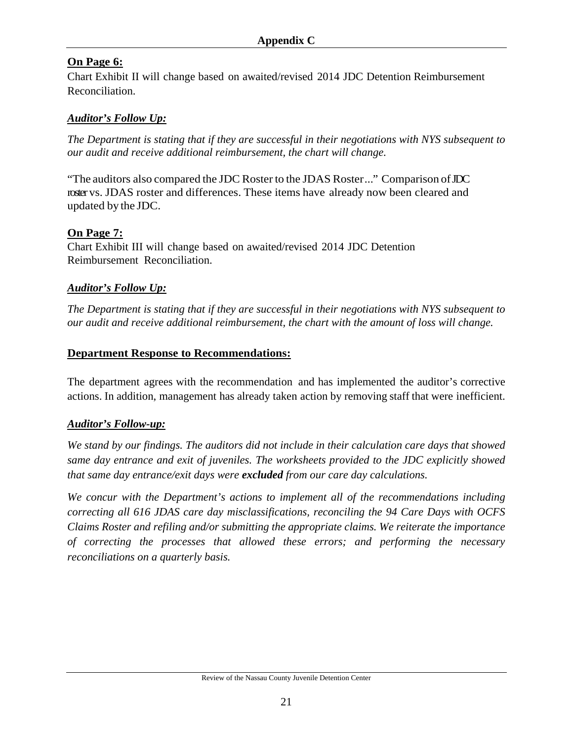## Appendix C

**On Page 6:**

Chart Exhibit II will change based on awaited/revised 2014 JDC Detention Reimbursement Reconciliation.

***Auditor's Follow Up:***

*The Department is stating that if they are successful in their negotiations with NYS subsequent to our audit and receive additional reimbursement, the chart will change.*

"The auditors also compared the JDC Roster to the JDAS Roster..." Comparison of JDC roster vs. JDAS roster and differences. These items have already now been cleared and updated by the JDC.

**On Page 7:**

Chart Exhibit III will change based on awaited/revised 2014 JDC Detention Reimbursement Reconciliation.

***Auditor's Follow Up:***

*The Department is stating that if they are successful in their negotiations with NYS subsequent to our audit and receive additional reimbursement, the chart with the amount of loss will change.*

**Department Response to Recommendations:**

The department agrees with the recommendation and has implemented the auditor's corrective actions. In addition, management has already taken action by removing staff that were inefficient.

***Auditor's Follow-up:***

*We stand by our findings. The auditors did not include in their calculation care days that showed same day entrance and exit of juveniles. The worksheets provided to the JDC explicitly showed that same day entrance/exit days were **excluded** from our care day calculations.*

*We concur with the Department's actions to implement all of the recommendations including correcting all 616 JDAS care day misclassifications, reconciling the 94 Care Days with OCFS Claims Roster and refiling and/or submitting the appropriate claims. We reiterate the importance of correcting the processes that allowed these errors; and performing the necessary reconciliations on a quarterly basis.*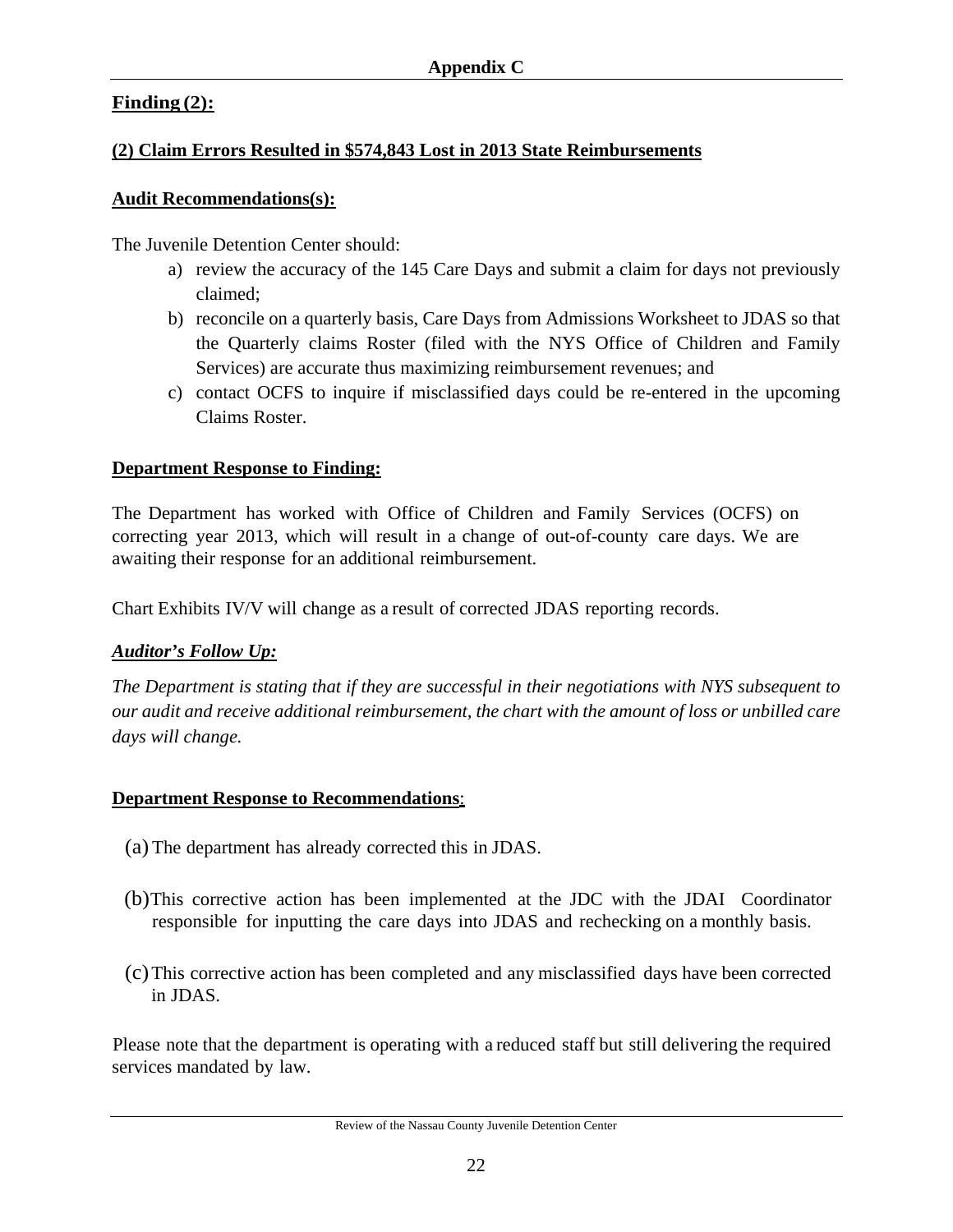## Appendix C

**Finding (2):**

**(2) Claim Errors Resulted in $574,843 Lost in 2013 State Reimbursements**

**Audit Recommendations(s):**

The Juvenile Detention Center should:

a) review the accuracy of the 145 Care Days and submit a claim for days not previously claimed;
b) reconcile on a quarterly basis, Care Days from Admissions Worksheet to JDAS so that the Quarterly claims Roster (filed with the NYS Office of Children and Family Services) are accurate thus maximizing reimbursement revenues; and
c) contact OCFS to inquire if misclassified days could be re-entered in the upcoming Claims Roster.

**Department Response to Finding:**

The Department has worked with Office of Children and Family Services (OCFS) on correcting year 2013, which will result in a change of out-of-county care days. We are awaiting their response for an additional reimbursement.

Chart Exhibits IV/V will change as a result of corrected JDAS reporting records.

***Auditor's Follow Up:***

*The Department is stating that if they are successful in their negotiations with NYS subsequent to our audit and receive additional reimbursement, the chart with the amount of loss or unbilled care days will change.*

**Department Response to Recommendations**:

(a) The department has already corrected this in JDAS.

(b) This corrective action has been implemented at the JDC with the JDAI Coordinator responsible for inputting the care days into JDAS and rechecking on a monthly basis.

(c) This corrective action has been completed and any misclassified days have been corrected in JDAS.

Please note that the department is operating with a reduced staff but still delivering the required services mandated by law.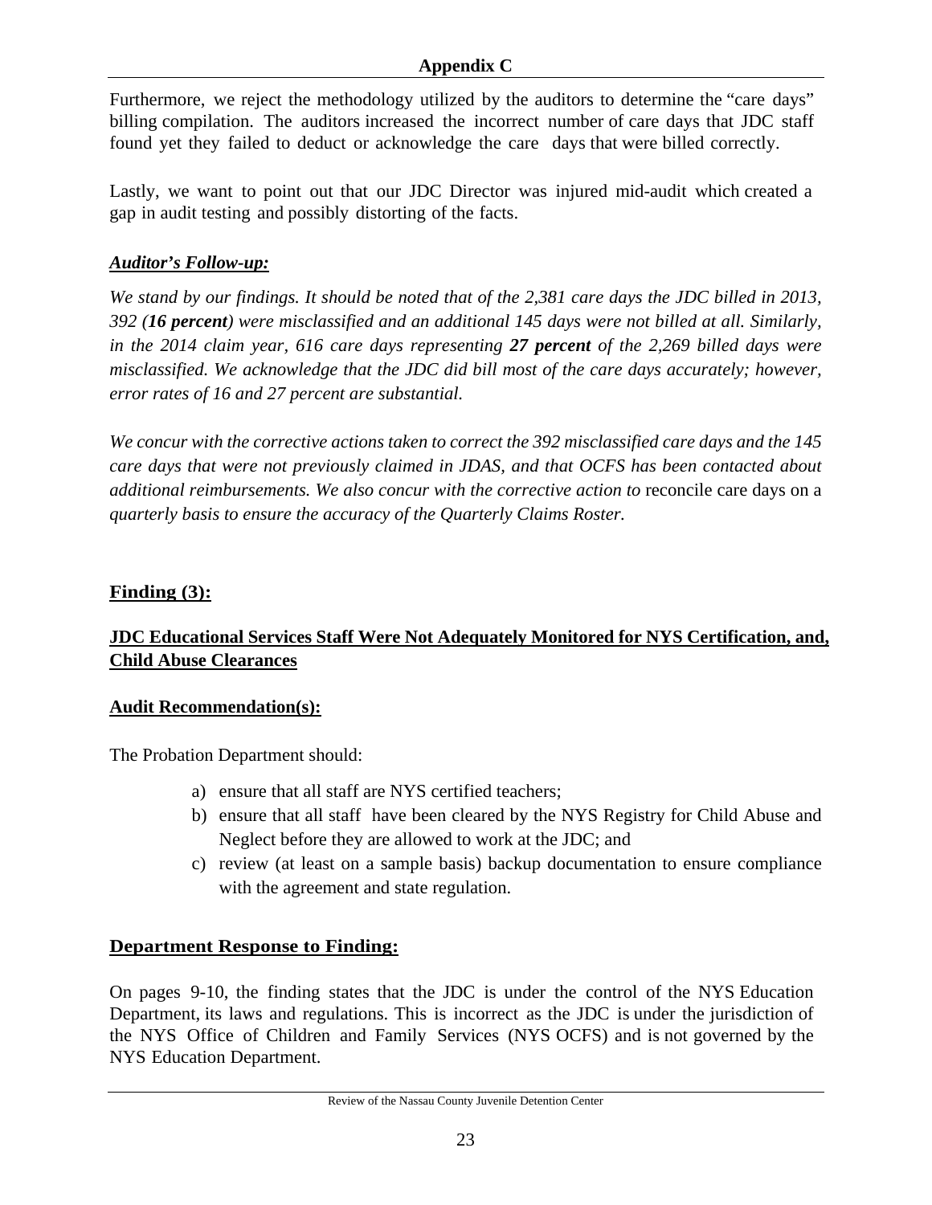Furthermore, we reject the methodology utilized by the auditors to determine the "care days" billing compilation. The auditors increased the incorrect number of care days that JDC staff found yet they failed to deduct or acknowledge the care days that were billed correctly.

Lastly, we want to point out that our JDC Director was injured mid-audit which created a gap in audit testing and possibly distorting of the facts.

***Auditor's Follow-up:***

*We stand by our findings. It should be noted that of the 2,381 care days the JDC billed in 2013, 392 (**16 percent**) were misclassified and an additional 145 days were not billed at all. Similarly, in the 2014 claim year, 616 care days representing **27 percent** of the 2,269 billed days were misclassified. We acknowledge that the JDC did bill most of the care days accurately; however, error rates of 16 and 27 percent are substantial.*

*We concur with the corrective actions taken to correct the 392 misclassified care days and the 145 care days that were not previously claimed in JDAS, and that OCFS has been contacted about additional reimbursements. We also concur with the corrective action to* reconcile care days on a *quarterly basis to ensure the accuracy of the Quarterly Claims Roster.*

## Finding (3):

### JDC Educational Services Staff Were Not Adequately Monitored for NYS Certification, and, Child Abuse Clearances

**Audit Recommendation(s):**

The Probation Department should:

a) ensure that all staff are NYS certified teachers;
b) ensure that all staff have been cleared by the NYS Registry for Child Abuse and Neglect before they are allowed to work at the JDC; and
c) review (at least on a sample basis) backup documentation to ensure compliance with the agreement and state regulation.

**Department Response to Finding:**

On pages 9-10, the finding states that the JDC is under the control of the NYS Education Department, its laws and regulations. This is incorrect as the JDC is under the jurisdiction of the NYS Office of Children and Family Services (NYS OCFS) and is not governed by the NYS Education Department.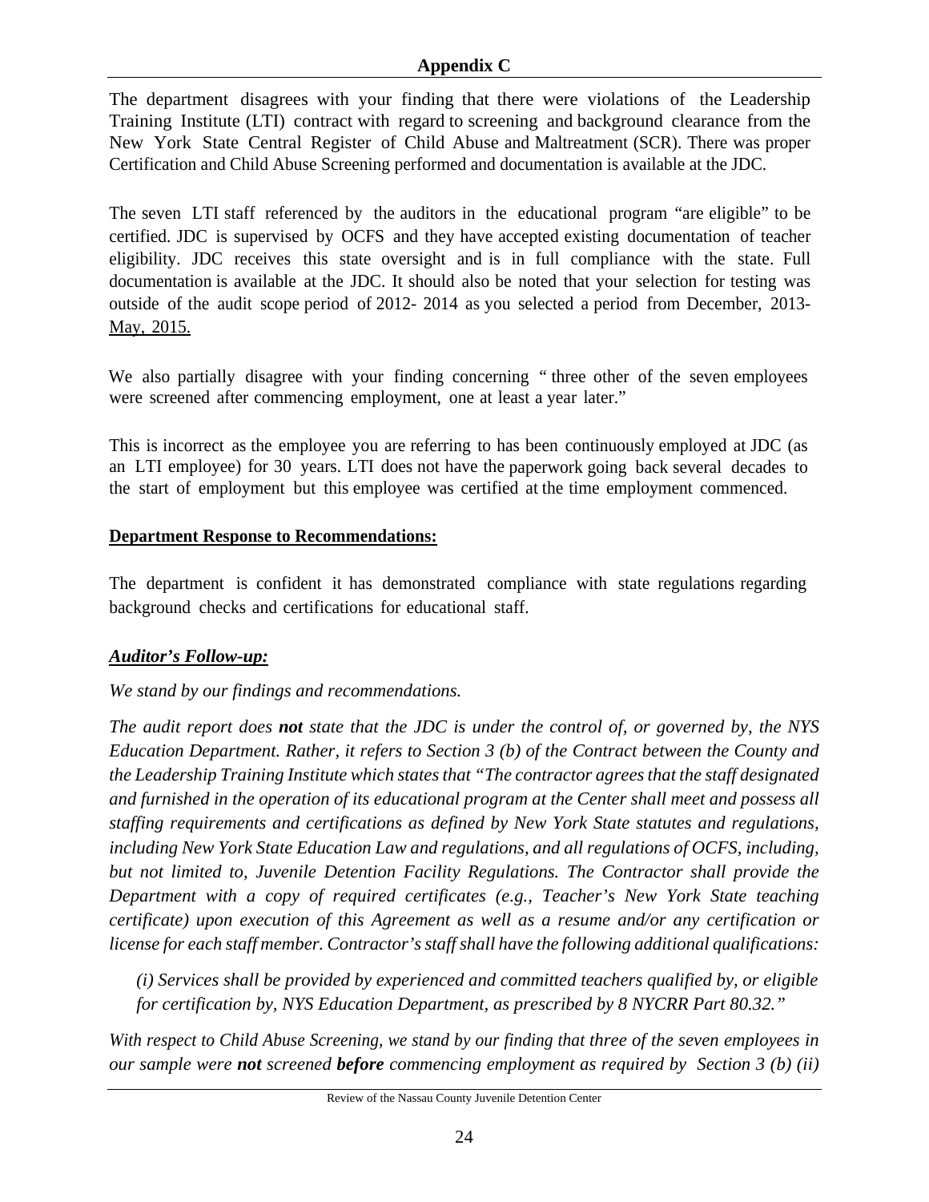**Appendix C**

The department disagrees with your finding that there were violations of the Leadership Training Institute (LTI) contract with regard to screening and background clearance from the New York State Central Register of Child Abuse and Maltreatment (SCR). There was proper Certification and Child Abuse Screening performed and documentation is available at the JDC.

The seven LTI staff referenced by the auditors in the educational program "are eligible" to be certified. JDC is supervised by OCFS and they have accepted existing documentation of teacher eligibility. JDC receives this state oversight and is in full compliance with the state. Full documentation is available at the JDC. It should also be noted that your selection for testing was outside of the audit scope period of 2012- 2014 as you selected a period from December, 2013- May, 2015.

We also partially disagree with your finding concerning " three other of the seven employees were screened after commencing employment, one at least a year later."

This is incorrect as the employee you are referring to has been continuously employed at JDC (as an LTI employee) for 30 years. LTI does not have the paperwork going back several decades to the start of employment but this employee was certified at the time employment commenced.

**Department Response to Recommendations:**

The department is confident it has demonstrated compliance with state regulations regarding background checks and certifications for educational staff.

***Auditor's Follow-up:***

*We stand by our findings and recommendations.*

*The audit report does **not** state that the JDC is under the control of, or governed by, the NYS Education Department. Rather, it refers to Section 3 (b) of the Contract between the County and the Leadership Training Institute which states that "The contractor agrees that the staff designated and furnished in the operation of its educational program at the Center shall meet and possess all staffing requirements and certifications as defined by New York State statutes and regulations, including New York State Education Law and regulations, and all regulations of OCFS, including, but not limited to, Juvenile Detention Facility Regulations. The Contractor shall provide the Department with a copy of required certificates (e.g., Teacher's New York State teaching certificate) upon execution of this Agreement as well as a resume and/or any certification or license for each staff member. Contractor's staff shall have the following additional qualifications:*

*(i) Services shall be provided by experienced and committed teachers qualified by, or eligible for certification by, NYS Education Department, as prescribed by 8 NYCRR Part 80.32."*

*With respect to Child Abuse Screening, we stand by our finding that three of the seven employees in our sample were **not** screened **before** commencing employment as required by Section 3 (b) (ii)*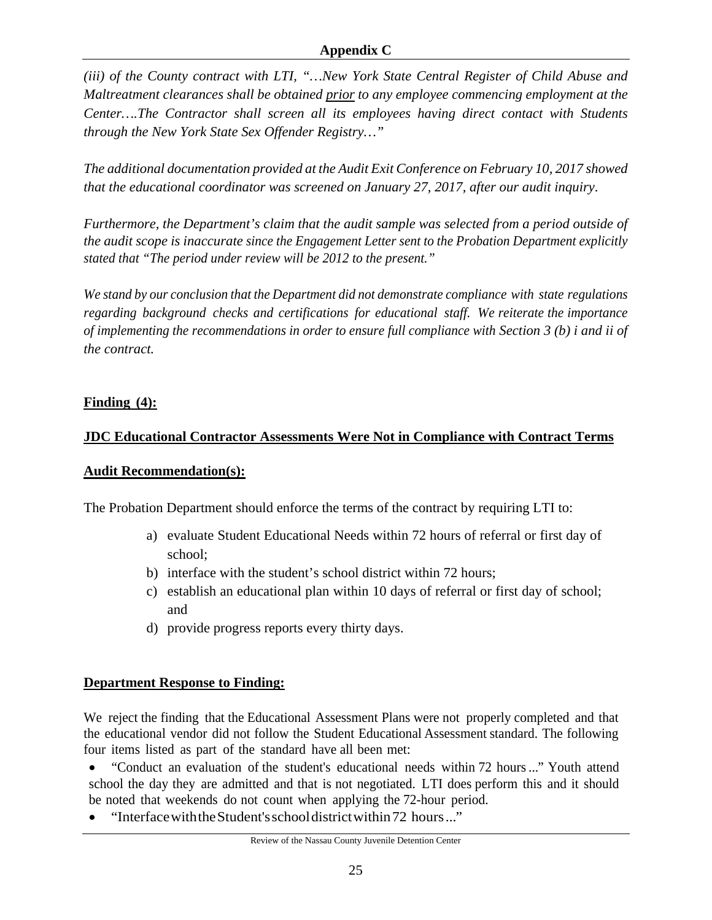*(iii) of the County contract with LTI, "…New York State Central Register of Child Abuse and Maltreatment clearances shall be obtained <u>prior</u> to any employee commencing employment at the Center….The Contractor shall screen all its employees having direct contact with Students through the New York State Sex Offender Registry…"*

*The additional documentation provided at the Audit Exit Conference on February 10, 2017 showed that the educational coordinator was screened on January 27, 2017, after our audit inquiry.*

*Furthermore, the Department's claim that the audit sample was selected from a period outside of the audit scope is inaccurate since the Engagement Letter sent to the Probation Department explicitly stated that "The period under review will be 2012 to the present."*

*We stand by our conclusion that the Department did not demonstrate compliance with state regulations regarding background checks and certifications for educational staff. We reiterate the importance of implementing the recommendations in order to ensure full compliance with Section 3 (b) i and ii of the contract.*

**<u>Finding (4):</u>**

**<u>JDC Educational Contractor Assessments Were Not in Compliance with Contract Terms</u>**

**<u>Audit Recommendation(s):</u>**

The Probation Department should enforce the terms of the contract by requiring LTI to:

a) evaluate Student Educational Needs within 72 hours of referral or first day of school;
b) interface with the student's school district within 72 hours;
c) establish an educational plan within 10 days of referral or first day of school; and
d) provide progress reports every thirty days.

**<u>Department Response to Finding:</u>**

We reject the finding that the Educational Assessment Plans were not properly completed and that the educational vendor did not follow the Student Educational Assessment standard. The following four items listed as part of the standard have all been met:

- "Conduct an evaluation of the student's educational needs within 72 hours ..." Youth attend school the day they are admitted and that is not negotiated. LTI does perform this and it should be noted that weekends do not count when applying the 72-hour period.
- "Interface with the Student's school district within 72 hours ..."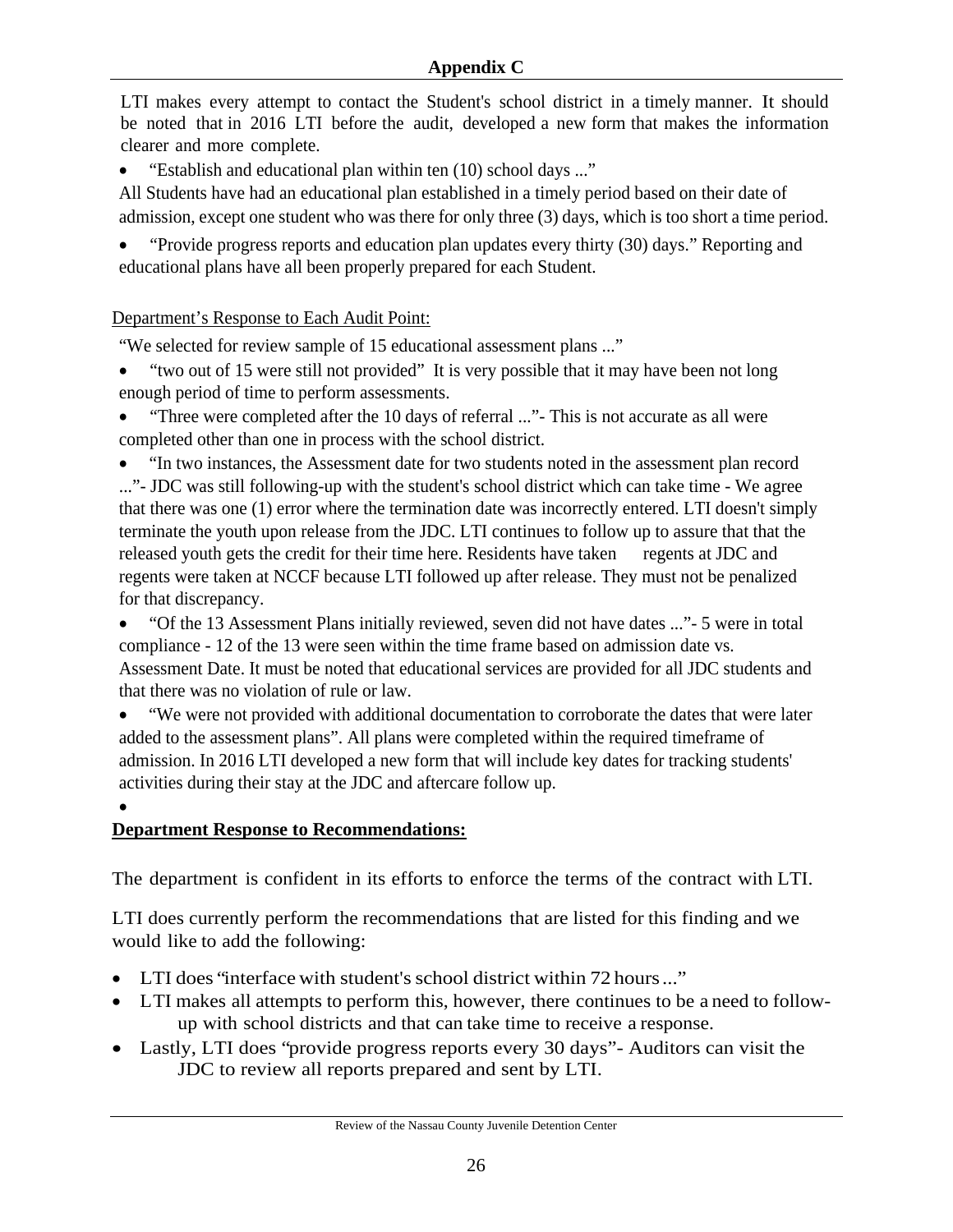## Appendix C

LTI makes every attempt to contact the Student's school district in a timely manner. It should be noted that in 2016 LTI before the audit, developed a new form that makes the information clearer and more complete.

- "Establish and educational plan within ten (10) school days ..."

All Students have had an educational plan established in a timely period based on their date of admission, except one student who was there for only three (3) days, which is too short a time period.

- "Provide progress reports and education plan updates every thirty (30) days." Reporting and educational plans have all been properly prepared for each Student.

Department's Response to Each Audit Point:

"We selected for review sample of 15 educational assessment plans ..."

- "two out of 15 were still not provided" It is very possible that it may have been not long enough period of time to perform assessments.
- "Three were completed after the 10 days of referral ..."- This is not accurate as all were completed other than one in process with the school district.
- "In two instances, the Assessment date for two students noted in the assessment plan record ..."- JDC was still following-up with the student's school district which can take time - We agree that there was one (1) error where the termination date was incorrectly entered. LTI doesn't simply terminate the youth upon release from the JDC. LTI continues to follow up to assure that that the released youth gets the credit for their time here. Residents have taken regents at JDC and regents were taken at NCCF because LTI followed up after release. They must not be penalized for that discrepancy.
- "Of the 13 Assessment Plans initially reviewed, seven did not have dates ..."- 5 were in total compliance - 12 of the 13 were seen within the time frame based on admission date vs. Assessment Date. It must be noted that educational services are provided for all JDC students and that there was no violation of rule or law.
- "We were not provided with additional documentation to corroborate the dates that were later added to the assessment plans". All plans were completed within the required timeframe of admission. In 2016 LTI developed a new form that will include key dates for tracking students' activities during their stay at the JDC and aftercare follow up.

**Department Response to Recommendations:**

The department is confident in its efforts to enforce the terms of the contract with LTI.

LTI does currently perform the recommendations that are listed for this finding and we would like to add the following:

- LTI does "interface with student's school district within 72 hours ..."
- LTI makes all attempts to perform this, however, there continues to be a need to follow-up with school districts and that can take time to receive a response.
- Lastly, LTI does "provide progress reports every 30 days"- Auditors can visit the JDC to review all reports prepared and sent by LTI.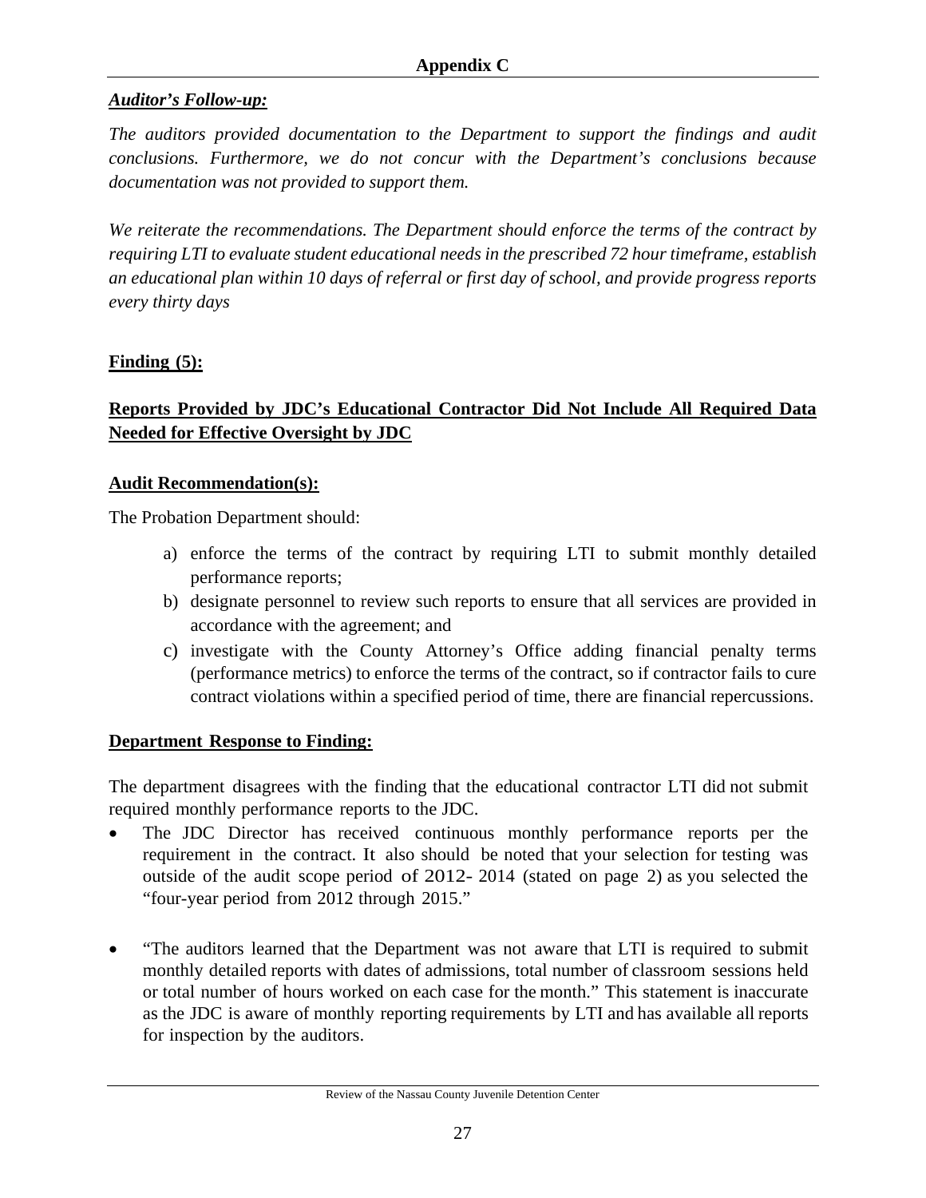**Appendix C**

***Auditor's Follow-up:***

*The auditors provided documentation to the Department to support the findings and audit conclusions. Furthermore, we do not concur with the Department's conclusions because documentation was not provided to support them.*

*We reiterate the recommendations. The Department should enforce the terms of the contract by requiring LTI to evaluate student educational needs in the prescribed 72 hour timeframe, establish an educational plan within 10 days of referral or first day of school, and provide progress reports every thirty days*

**Finding (5):**

**Reports Provided by JDC's Educational Contractor Did Not Include All Required Data Needed for Effective Oversight by JDC**

**Audit Recommendation(s):**

The Probation Department should:

a) enforce the terms of the contract by requiring LTI to submit monthly detailed performance reports;
b) designate personnel to review such reports to ensure that all services are provided in accordance with the agreement; and
c) investigate with the County Attorney's Office adding financial penalty terms (performance metrics) to enforce the terms of the contract, so if contractor fails to cure contract violations within a specified period of time, there are financial repercussions.

**Department Response to Finding:**

The department disagrees with the finding that the educational contractor LTI did not submit required monthly performance reports to the JDC.

- The JDC Director has received continuous monthly performance reports per the requirement in the contract. It also should be noted that your selection for testing was outside of the audit scope period of 2012- 2014 (stated on page 2) as you selected the "four-year period from 2012 through 2015."

- "The auditors learned that the Department was not aware that LTI is required to submit monthly detailed reports with dates of admissions, total number of classroom sessions held or total number of hours worked on each case for the month." This statement is inaccurate as the JDC is aware of monthly reporting requirements by LTI and has available all reports for inspection by the auditors.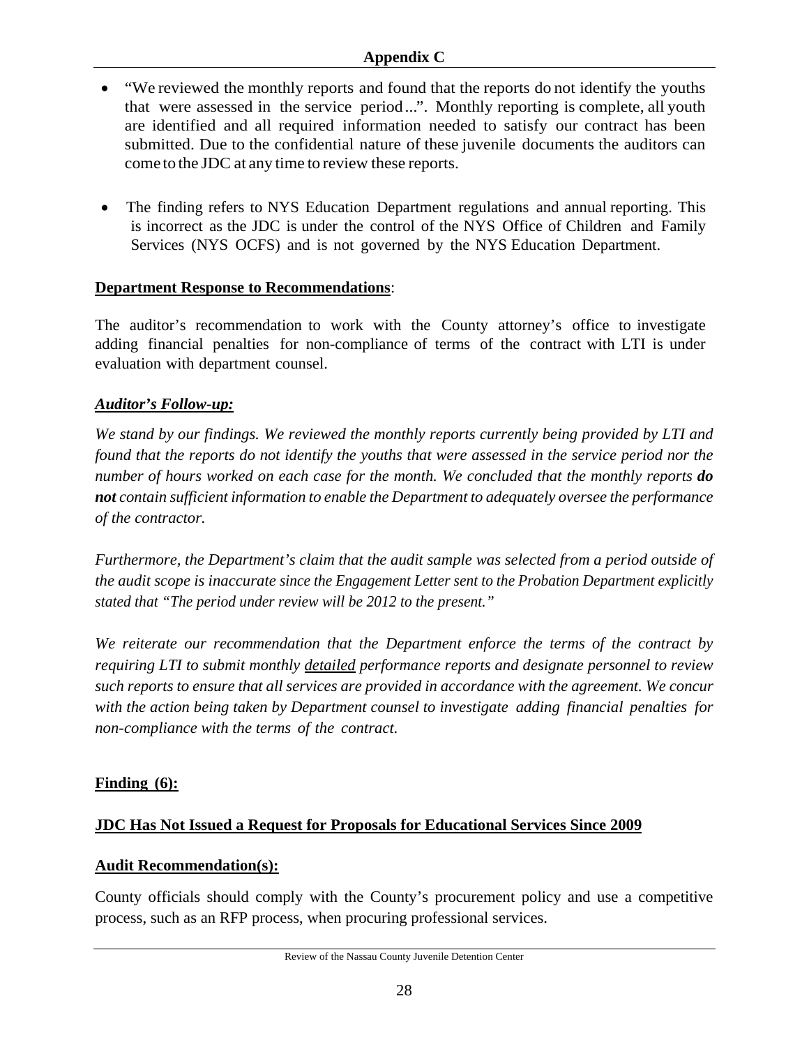**Appendix C**

- "We reviewed the monthly reports and found that the reports do not identify the youths that were assessed in the service period...". Monthly reporting is complete, all youth are identified and all required information needed to satisfy our contract has been submitted. Due to the confidential nature of these juvenile documents the auditors can come to the JDC at any time to review these reports.

- The finding refers to NYS Education Department regulations and annual reporting. This is incorrect as the JDC is under the control of the NYS Office of Children and Family Services (NYS OCFS) and is not governed by the NYS Education Department.

**<u>Department Response to Recommendations</u>**:

The auditor's recommendation to work with the County attorney's office to investigate adding financial penalties for non-compliance of terms of the contract with LTI is under evaluation with department counsel.

***<u>Auditor's Follow-up:</u>***

*We stand by our findings. We reviewed the monthly reports currently being provided by LTI and found that the reports do not identify the youths that were assessed in the service period nor the number of hours worked on each case for the month. We concluded that the monthly reports **do not** contain sufficient information to enable the Department to adequately oversee the performance of the contractor.*

*Furthermore, the Department's claim that the audit sample was selected from a period outside of the audit scope is inaccurate since the Engagement Letter sent to the Probation Department explicitly stated that "The period under review will be 2012 to the present."*

*We reiterate our recommendation that the Department enforce the terms of the contract by requiring LTI to submit monthly <u>detailed</u> performance reports and designate personnel to review such reports to ensure that all services are provided in accordance with the agreement. We concur with the action being taken by Department counsel to investigate adding financial penalties for non-compliance with the terms of the contract.*

**<u>Finding (6):</u>**

**<u>JDC Has Not Issued a Request for Proposals for Educational Services Since 2009</u>**

**<u>Audit Recommendation(s):</u>**

County officials should comply with the County's procurement policy and use a competitive process, such as an RFP process, when procuring professional services.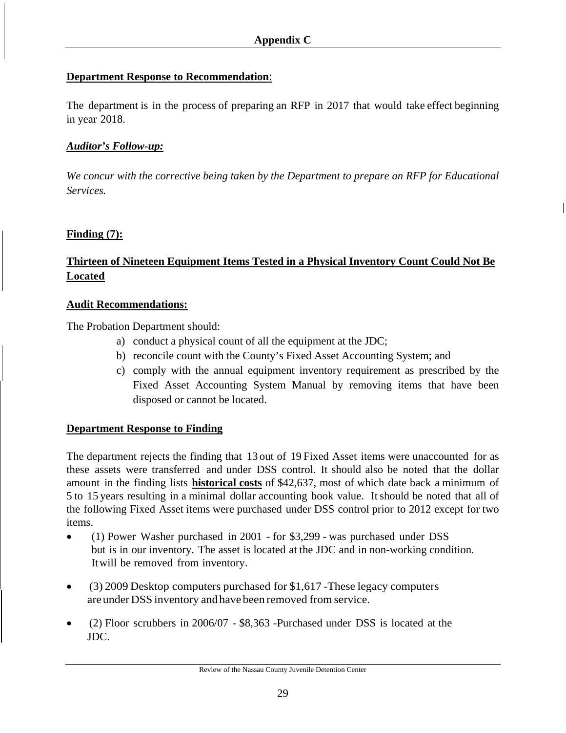## Appendix C

**Department Response to Recommendation**:

The department is in the process of preparing an RFP in 2017 that would take effect beginning in year 2018.

***Auditor's Follow-up:***

*We concur with the corrective being taken by the Department to prepare an RFP for Educational Services.*

**Finding (7):**

**Thirteen of Nineteen Equipment Items Tested in a Physical Inventory Count Could Not Be Located**

**Audit Recommendations:**

The Probation Department should:

a) conduct a physical count of all the equipment at the JDC;
b) reconcile count with the County's Fixed Asset Accounting System; and
c) comply with the annual equipment inventory requirement as prescribed by the Fixed Asset Accounting System Manual by removing items that have been disposed or cannot be located.

**Department Response to Finding**

The department rejects the finding that 13 out of 19 Fixed Asset items were unaccounted for as these assets were transferred and under DSS control. It should also be noted that the dollar amount in the finding lists **historical costs** of $42,637, most of which date back a minimum of 5 to 15 years resulting in a minimal dollar accounting book value. It should be noted that all of the following Fixed Asset items were purchased under DSS control prior to 2012 except for two items.

- (1) Power Washer purchased in 2001 - for $3,299 - was purchased under DSS but is in our inventory. The asset is located at the JDC and in non-working condition. It will be removed from inventory.
- (3) 2009 Desktop computers purchased for $1,617 -These legacy computers are under DSS inventory and have been removed from service.
- (2) Floor scrubbers in 2006/07 - $8,363 -Purchased under DSS is located at the JDC.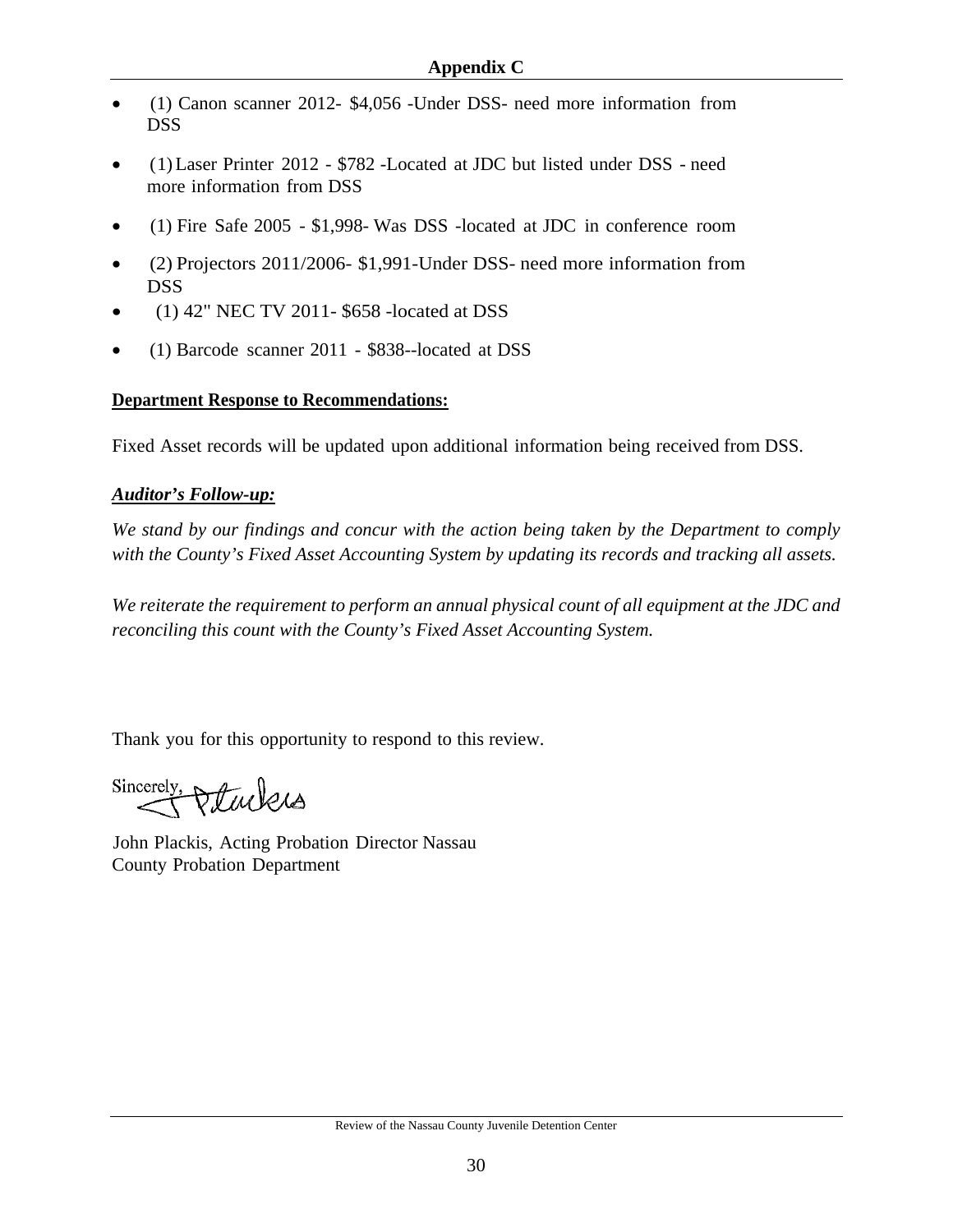## Appendix C

- (1) Canon scanner 2012- $4,056 -Under DSS- need more information from DSS
- (1) Laser Printer 2012 - $782 -Located at JDC but listed under DSS - need more information from DSS
- (1) Fire Safe 2005 - $1,998- Was DSS -located at JDC in conference room
- (2) Projectors 2011/2006- $1,991-Under DSS- need more information from DSS
- (1) 42" NEC TV 2011- $658 -located at DSS
- (1) Barcode scanner 2011 - $838--located at DSS

**Department Response to Recommendations:**

Fixed Asset records will be updated upon additional information being received from DSS.

***Auditor's Follow-up:***

*We stand by our findings and concur with the action being taken by the Department to comply with the County's Fixed Asset Accounting System by updating its records and tracking all assets.*

*We reiterate the requirement to perform an annual physical count of all equipment at the JDC and reconciling this count with the County's Fixed Asset Accounting System.*

Thank you for this opportunity to respond to this review.

Sincerely,

John Plackis, Acting Probation Director Nassau County Probation Department